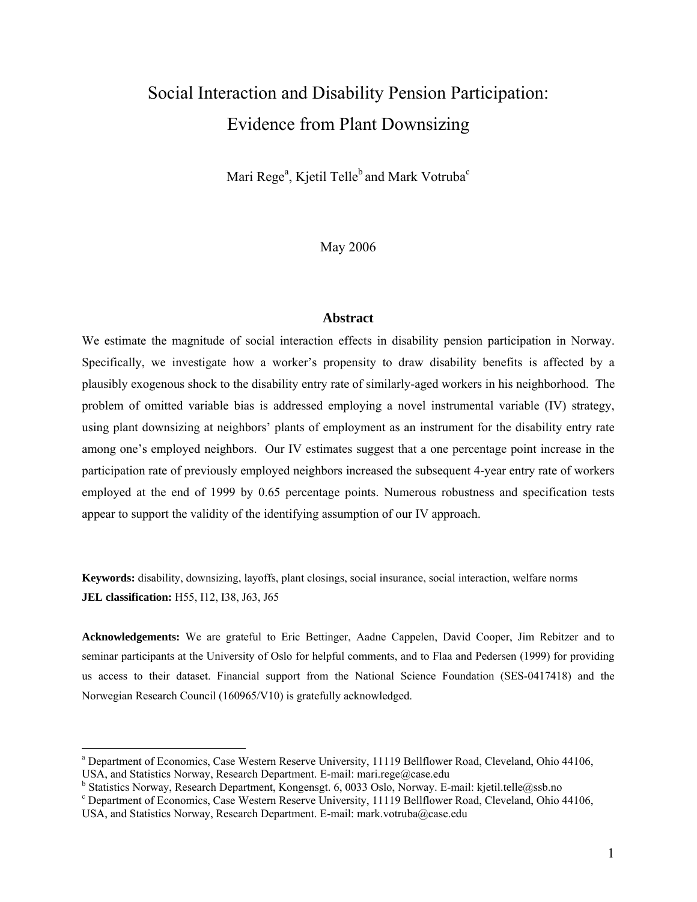# Social Interaction and Disability Pension Participation: Evidence from Plant Downsizing

Mari Rege[a], Kjetil Telle[b] and Mark Votruba[c]

May 2006

## Abstract

We estimate the magnitude of social interaction effects in disability pension participation in Norway. Specifically, we investigate how a worker's propensity to draw disability benefits is affected by a plausibly exogenous shock to the disability entry rate of similarly-aged workers in his neighborhood. The problem of omitted variable bias is addressed employing a novel instrumental variable (IV) strategy, using plant downsizing at neighbors' plants of employment as an instrument for the disability entry rate among one's employed neighbors. Our IV estimates suggest that a one percentage point increase in the participation rate of previously employed neighbors increased the subsequent 4-year entry rate of workers employed at the end of 1999 by 0.65 percentage points. Numerous robustness and specification tests appear to support the validity of the identifying assumption of our IV approach.

**Keywords:** disability, downsizing, layoffs, plant closings, social insurance, social interaction, welfare norms
**JEL classification:** H55, I12, I38, J63, J65

**Acknowledgements:** We are grateful to Eric Bettinger, Aadne Cappelen, David Cooper, Jim Rebitzer and to seminar participants at the University of Oslo for helpful comments, and to Flaa and Pedersen (1999) for providing us access to their dataset. Financial support from the National Science Foundation (SES-0417418) and the Norwegian Research Council (160965/V10) is gratefully acknowledged.

---

[a] Department of Economics, Case Western Reserve University, 11119 Bellflower Road, Cleveland, Ohio 44106, USA, and Statistics Norway, Research Department. E-mail: mari.rege@case.edu

[b] Statistics Norway, Research Department, Kongensgt. 6, 0033 Oslo, Norway. E-mail: kjetil.telle@ssb.no

[c] Department of Economics, Case Western Reserve University, 11119 Bellflower Road, Cleveland, Ohio 44106, USA, and Statistics Norway, Research Department. E-mail: mark.votruba@case.edu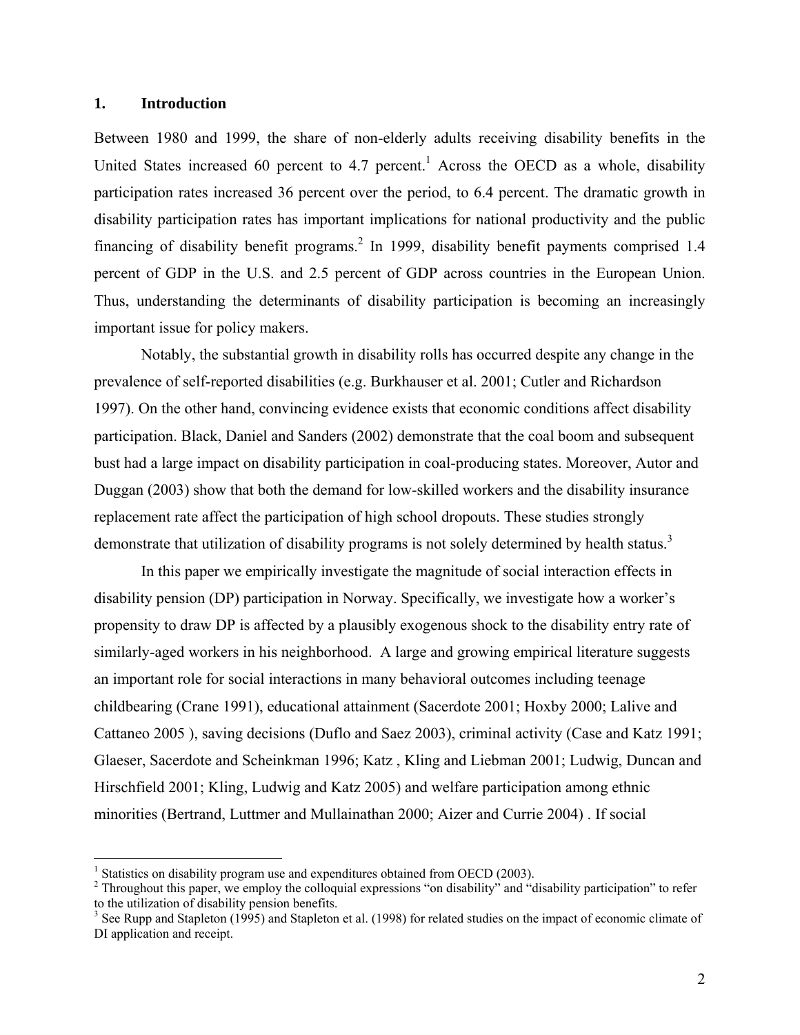## 1. Introduction

Between 1980 and 1999, the share of non-elderly adults receiving disability benefits in the United States increased 60 percent to 4.7 percent.[1] Across the OECD as a whole, disability participation rates increased 36 percent over the period, to 6.4 percent. The dramatic growth in disability participation rates has important implications for national productivity and the public financing of disability benefit programs.[2] In 1999, disability benefit payments comprised 1.4 percent of GDP in the U.S. and 2.5 percent of GDP across countries in the European Union. Thus, understanding the determinants of disability participation is becoming an increasingly important issue for policy makers.

Notably, the substantial growth in disability rolls has occurred despite any change in the prevalence of self-reported disabilities (e.g. Burkhauser et al. 2001; Cutler and Richardson 1997). On the other hand, convincing evidence exists that economic conditions affect disability participation. Black, Daniel and Sanders (2002) demonstrate that the coal boom and subsequent bust had a large impact on disability participation in coal-producing states. Moreover, Autor and Duggan (2003) show that both the demand for low-skilled workers and the disability insurance replacement rate affect the participation of high school dropouts. These studies strongly demonstrate that utilization of disability programs is not solely determined by health status.[3]

In this paper we empirically investigate the magnitude of social interaction effects in disability pension (DP) participation in Norway. Specifically, we investigate how a worker's propensity to draw DP is affected by a plausibly exogenous shock to the disability entry rate of similarly-aged workers in his neighborhood. A large and growing empirical literature suggests an important role for social interactions in many behavioral outcomes including teenage childbearing (Crane 1991), educational attainment (Sacerdote 2001; Hoxby 2000; Lalive and Cattaneo 2005 ), saving decisions (Duflo and Saez 2003), criminal activity (Case and Katz 1991; Glaeser, Sacerdote and Scheinkman 1996; Katz , Kling and Liebman 2001; Ludwig, Duncan and Hirschfield 2001; Kling, Ludwig and Katz 2005) and welfare participation among ethnic minorities (Bertrand, Luttmer and Mullainathan 2000; Aizer and Currie 2004) . If social

---

[1] Statistics on disability program use and expenditures obtained from OECD (2003).

[2] Throughout this paper, we employ the colloquial expressions "on disability" and "disability participation" to refer to the utilization of disability pension benefits.

[3] See Rupp and Stapleton (1995) and Stapleton et al. (1998) for related studies on the impact of economic climate of DI application and receipt.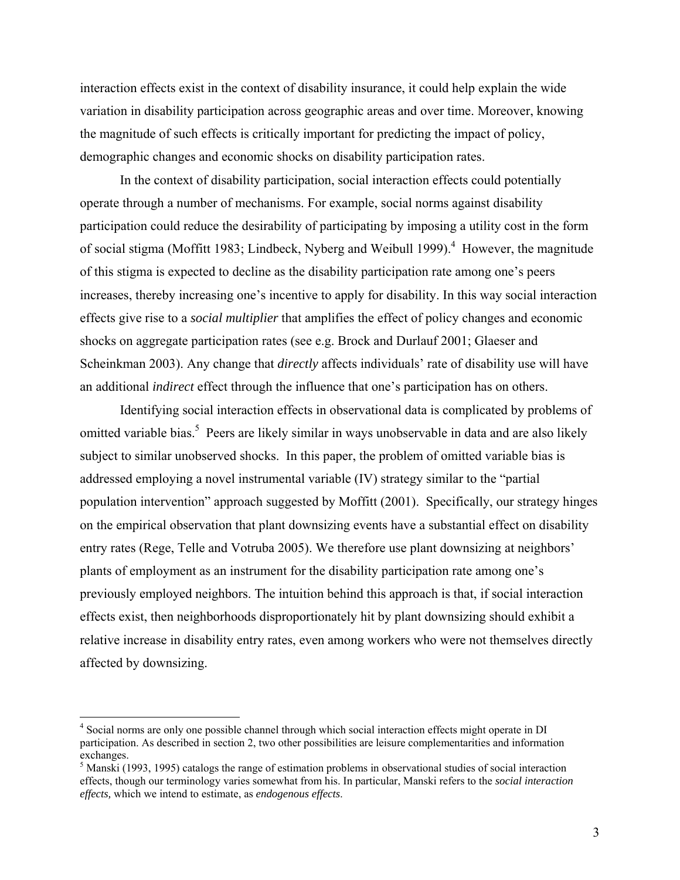interaction effects exist in the context of disability insurance, it could help explain the wide variation in disability participation across geographic areas and over time. Moreover, knowing the magnitude of such effects is critically important for predicting the impact of policy, demographic changes and economic shocks on disability participation rates.

In the context of disability participation, social interaction effects could potentially operate through a number of mechanisms. For example, social norms against disability participation could reduce the desirability of participating by imposing a utility cost in the form of social stigma (Moffitt 1983; Lindbeck, Nyberg and Weibull 1999).[4] However, the magnitude of this stigma is expected to decline as the disability participation rate among one's peers increases, thereby increasing one's incentive to apply for disability. In this way social interaction effects give rise to a *social multiplier* that amplifies the effect of policy changes and economic shocks on aggregate participation rates (see e.g. Brock and Durlauf 2001; Glaeser and Scheinkman 2003). Any change that *directly* affects individuals' rate of disability use will have an additional *indirect* effect through the influence that one's participation has on others.

Identifying social interaction effects in observational data is complicated by problems of omitted variable bias.[5] Peers are likely similar in ways unobservable in data and are also likely subject to similar unobserved shocks. In this paper, the problem of omitted variable bias is addressed employing a novel instrumental variable (IV) strategy similar to the "partial population intervention" approach suggested by Moffitt (2001). Specifically, our strategy hinges on the empirical observation that plant downsizing events have a substantial effect on disability entry rates (Rege, Telle and Votruba 2005). We therefore use plant downsizing at neighbors' plants of employment as an instrument for the disability participation rate among one's previously employed neighbors. The intuition behind this approach is that, if social interaction effects exist, then neighborhoods disproportionately hit by plant downsizing should exhibit a relative increase in disability entry rates, even among workers who were not themselves directly affected by downsizing.

[4] Social norms are only one possible channel through which social interaction effects might operate in DI participation. As described in section 2, two other possibilities are leisure complementarities and information exchanges.

[5] Manski (1993, 1995) catalogs the range of estimation problems in observational studies of social interaction effects, though our terminology varies somewhat from his. In particular, Manski refers to the *social interaction effects,* which we intend to estimate, as *endogenous effects*.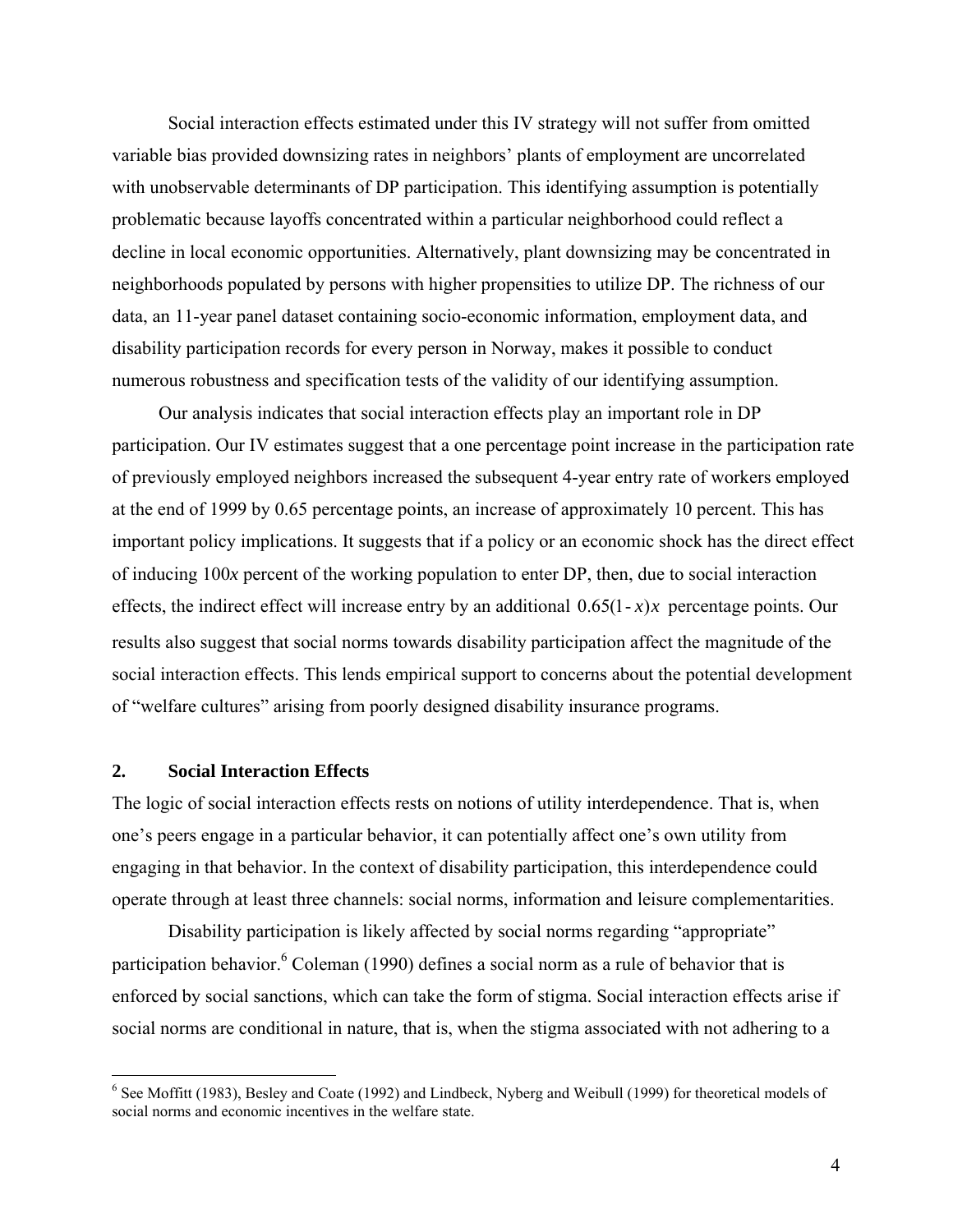Social interaction effects estimated under this IV strategy will not suffer from omitted variable bias provided downsizing rates in neighbors' plants of employment are uncorrelated with unobservable determinants of DP participation. This identifying assumption is potentially problematic because layoffs concentrated within a particular neighborhood could reflect a decline in local economic opportunities. Alternatively, plant downsizing may be concentrated in neighborhoods populated by persons with higher propensities to utilize DP. The richness of our data, an 11-year panel dataset containing socio-economic information, employment data, and disability participation records for every person in Norway, makes it possible to conduct numerous robustness and specification tests of the validity of our identifying assumption.

Our analysis indicates that social interaction effects play an important role in DP participation. Our IV estimates suggest that a one percentage point increase in the participation rate of previously employed neighbors increased the subsequent 4-year entry rate of workers employed at the end of 1999 by 0.65 percentage points, an increase of approximately 10 percent. This has important policy implications. It suggests that if a policy or an economic shock has the direct effect of inducing $100x$ percent of the working population to enter DP, then, due to social interaction effects, the indirect effect will increase entry by an additional $0.65(1-x)x$ percentage points. Our results also suggest that social norms towards disability participation affect the magnitude of the social interaction effects. This lends empirical support to concerns about the potential development of "welfare cultures" arising from poorly designed disability insurance programs.

## 2. Social Interaction Effects

The logic of social interaction effects rests on notions of utility interdependence. That is, when one's peers engage in a particular behavior, it can potentially affect one's own utility from engaging in that behavior. In the context of disability participation, this interdependence could operate through at least three channels: social norms, information and leisure complementarities.

Disability participation is likely affected by social norms regarding "appropriate" participation behavior.[6] Coleman (1990) defines a social norm as a rule of behavior that is enforced by social sanctions, which can take the form of stigma. Social interaction effects arise if social norms are conditional in nature, that is, when the stigma associated with not adhering to a

[6] See Moffitt (1983), Besley and Coate (1992) and Lindbeck, Nyberg and Weibull (1999) for theoretical models of social norms and economic incentives in the welfare state.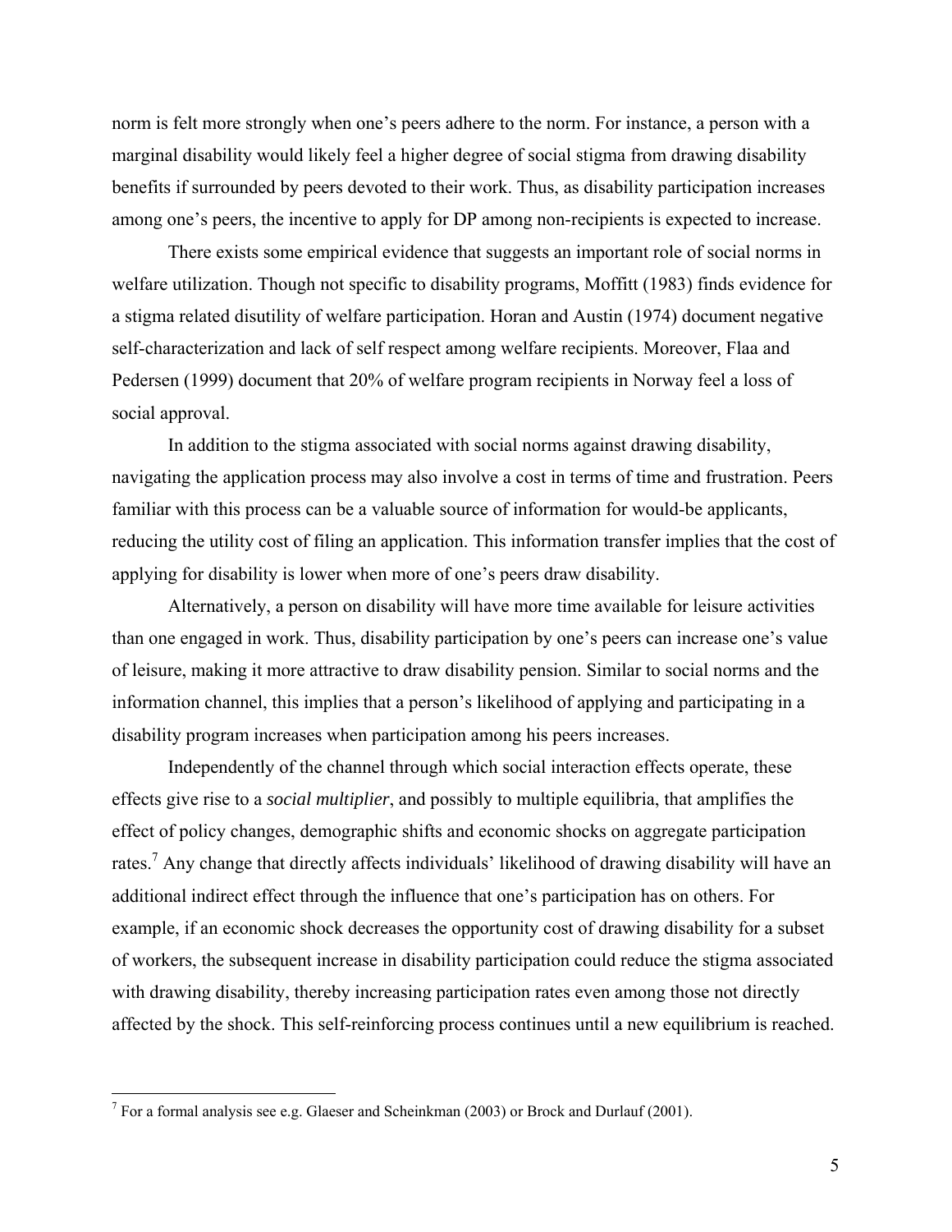norm is felt more strongly when one's peers adhere to the norm. For instance, a person with a marginal disability would likely feel a higher degree of social stigma from drawing disability benefits if surrounded by peers devoted to their work. Thus, as disability participation increases among one's peers, the incentive to apply for DP among non-recipients is expected to increase.

There exists some empirical evidence that suggests an important role of social norms in welfare utilization. Though not specific to disability programs, Moffitt (1983) finds evidence for a stigma related disutility of welfare participation. Horan and Austin (1974) document negative self-characterization and lack of self respect among welfare recipients. Moreover, Flaa and Pedersen (1999) document that 20% of welfare program recipients in Norway feel a loss of social approval.

In addition to the stigma associated with social norms against drawing disability, navigating the application process may also involve a cost in terms of time and frustration. Peers familiar with this process can be a valuable source of information for would-be applicants, reducing the utility cost of filing an application. This information transfer implies that the cost of applying for disability is lower when more of one's peers draw disability.

Alternatively, a person on disability will have more time available for leisure activities than one engaged in work. Thus, disability participation by one's peers can increase one's value of leisure, making it more attractive to draw disability pension. Similar to social norms and the information channel, this implies that a person's likelihood of applying and participating in a disability program increases when participation among his peers increases.

Independently of the channel through which social interaction effects operate, these effects give rise to a *social multiplier*, and possibly to multiple equilibria, that amplifies the effect of policy changes, demographic shifts and economic shocks on aggregate participation rates.[7] Any change that directly affects individuals' likelihood of drawing disability will have an additional indirect effect through the influence that one's participation has on others. For example, if an economic shock decreases the opportunity cost of drawing disability for a subset of workers, the subsequent increase in disability participation could reduce the stigma associated with drawing disability, thereby increasing participation rates even among those not directly affected by the shock. This self-reinforcing process continues until a new equilibrium is reached.

[7] For a formal analysis see e.g. Glaeser and Scheinkman (2003) or Brock and Durlauf (2001).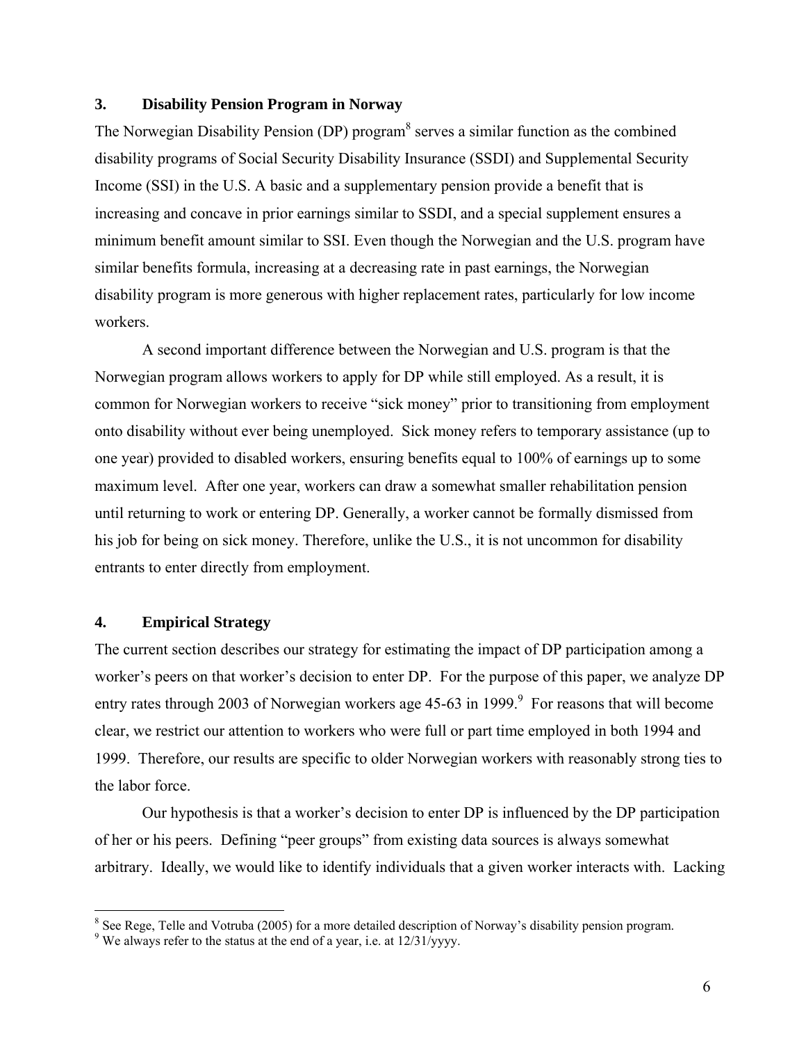## 3. Disability Pension Program in Norway

The Norwegian Disability Pension (DP) program[8] serves a similar function as the combined disability programs of Social Security Disability Insurance (SSDI) and Supplemental Security Income (SSI) in the U.S. A basic and a supplementary pension provide a benefit that is increasing and concave in prior earnings similar to SSDI, and a special supplement ensures a minimum benefit amount similar to SSI. Even though the Norwegian and the U.S. program have similar benefits formula, increasing at a decreasing rate in past earnings, the Norwegian disability program is more generous with higher replacement rates, particularly for low income workers.

A second important difference between the Norwegian and U.S. program is that the Norwegian program allows workers to apply for DP while still employed. As a result, it is common for Norwegian workers to receive "sick money" prior to transitioning from employment onto disability without ever being unemployed. Sick money refers to temporary assistance (up to one year) provided to disabled workers, ensuring benefits equal to 100% of earnings up to some maximum level. After one year, workers can draw a somewhat smaller rehabilitation pension until returning to work or entering DP. Generally, a worker cannot be formally dismissed from his job for being on sick money. Therefore, unlike the U.S., it is not uncommon for disability entrants to enter directly from employment.

## 4. Empirical Strategy

The current section describes our strategy for estimating the impact of DP participation among a worker's peers on that worker's decision to enter DP. For the purpose of this paper, we analyze DP entry rates through 2003 of Norwegian workers age 45-63 in 1999.[9] For reasons that will become clear, we restrict our attention to workers who were full or part time employed in both 1994 and 1999. Therefore, our results are specific to older Norwegian workers with reasonably strong ties to the labor force.

Our hypothesis is that a worker's decision to enter DP is influenced by the DP participation of her or his peers. Defining "peer groups" from existing data sources is always somewhat arbitrary. Ideally, we would like to identify individuals that a given worker interacts with. Lacking

---

[8] See Rege, Telle and Votruba (2005) for a more detailed description of Norway's disability pension program.

[9] We always refer to the status at the end of a year, i.e. at 12/31/yyyy.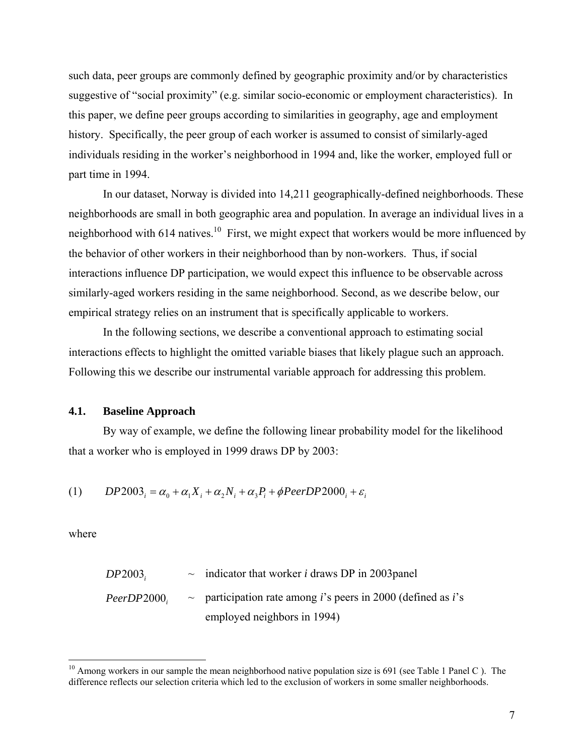such data, peer groups are commonly defined by geographic proximity and/or by characteristics suggestive of "social proximity" (e.g. similar socio-economic or employment characteristics). In this paper, we define peer groups according to similarities in geography, age and employment history. Specifically, the peer group of each worker is assumed to consist of similarly-aged individuals residing in the worker's neighborhood in 1994 and, like the worker, employed full or part time in 1994.

In our dataset, Norway is divided into 14,211 geographically-defined neighborhoods. These neighborhoods are small in both geographic area and population. In average an individual lives in a neighborhood with 614 natives.[10] First, we might expect that workers would be more influenced by the behavior of other workers in their neighborhood than by non-workers. Thus, if social interactions influence DP participation, we would expect this influence to be observable across similarly-aged workers residing in the same neighborhood. Second, as we describe below, our empirical strategy relies on an instrument that is specifically applicable to workers.

In the following sections, we describe a conventional approach to estimating social interactions effects to highlight the omitted variable biases that likely plague such an approach. Following this we describe our instrumental variable approach for addressing this problem.

### 4.1. Baseline Approach

By way of example, we define the following linear probability model for the likelihood that a worker who is employed in 1999 draws DP by 2003:

$$(1) \qquad DP2003_i = \alpha_0 + \alpha_1 X_i + \alpha_2 N_i + \alpha_3 P_i + \phi PeerDP2000_i + \varepsilon_i$$

where

$DP2003_i$ ~ indicator that worker *i* draws DP in 2003panel

$PeerDP2000_i$ ~ participation rate among *i*'s peers in 2000 (defined as *i*'s employed neighbors in 1994)

---

[10] Among workers in our sample the mean neighborhood native population size is 691 (see Table 1 Panel C ). The difference reflects our selection criteria which led to the exclusion of workers in some smaller neighborhoods.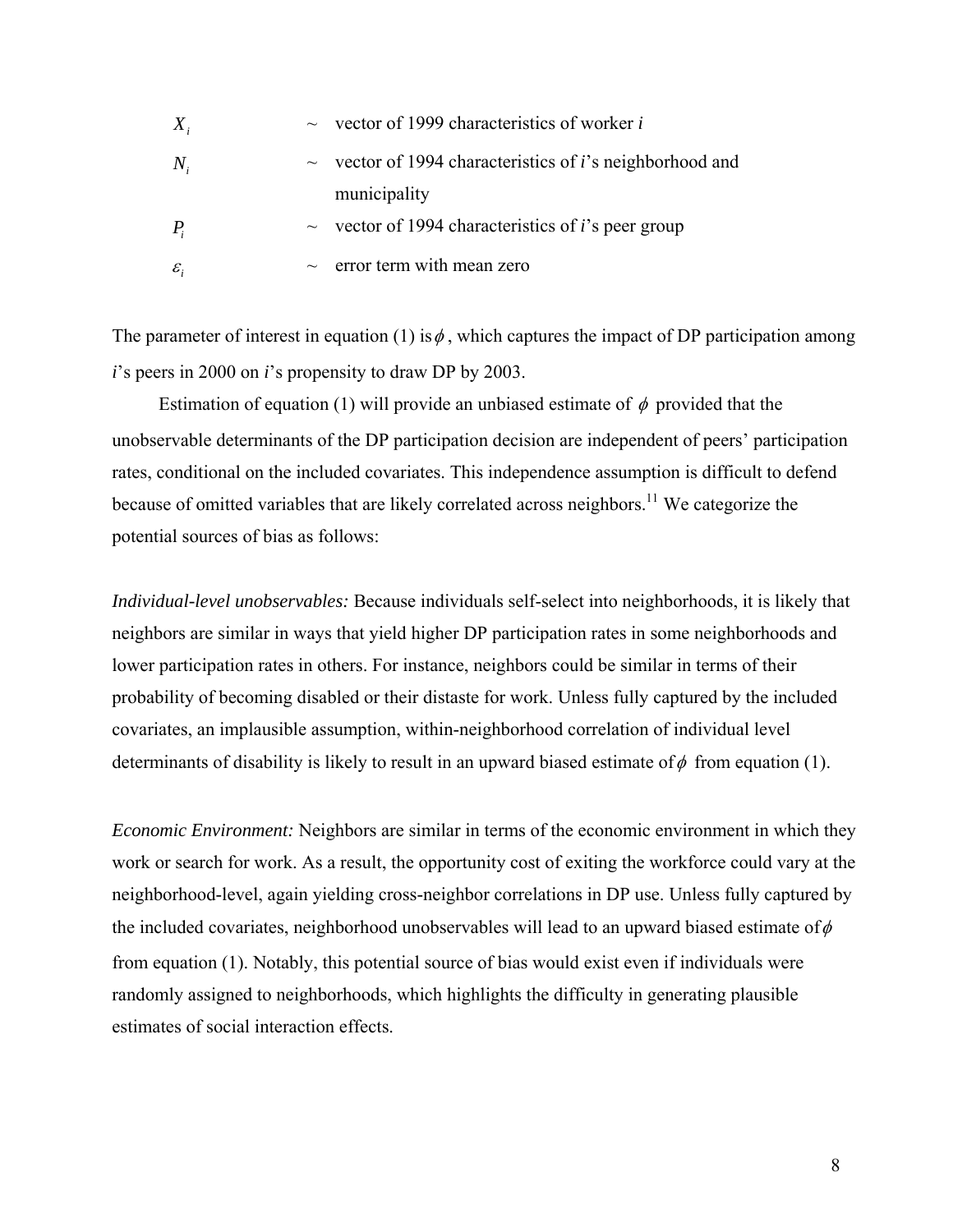$X_i$ ~ vector of 1999 characteristics of worker *i*

$N_i$ ~ vector of 1994 characteristics of *i*'s neighborhood and municipality

$P_i$ ~ vector of 1994 characteristics of *i*'s peer group

$\varepsilon_i$ ~ error term with mean zero

The parameter of interest in equation (1) is $\phi$, which captures the impact of DP participation among *i*'s peers in 2000 on *i*'s propensity to draw DP by 2003.

Estimation of equation (1) will provide an unbiased estimate of $\phi$ provided that the unobservable determinants of the DP participation decision are independent of peers' participation rates, conditional on the included covariates. This independence assumption is difficult to defend because of omitted variables that are likely correlated across neighbors.[11] We categorize the potential sources of bias as follows:

*Individual-level unobservables:* Because individuals self-select into neighborhoods, it is likely that neighbors are similar in ways that yield higher DP participation rates in some neighborhoods and lower participation rates in others. For instance, neighbors could be similar in terms of their probability of becoming disabled or their distaste for work. Unless fully captured by the included covariates, an implausible assumption, within-neighborhood correlation of individual level determinants of disability is likely to result in an upward biased estimate of $\phi$ from equation (1).

*Economic Environment:* Neighbors are similar in terms of the economic environment in which they work or search for work. As a result, the opportunity cost of exiting the workforce could vary at the neighborhood-level, again yielding cross-neighbor correlations in DP use. Unless fully captured by the included covariates, neighborhood unobservables will lead to an upward biased estimate of $\phi$ from equation (1). Notably, this potential source of bias would exist even if individuals were randomly assigned to neighborhoods, which highlights the difficulty in generating plausible estimates of social interaction effects.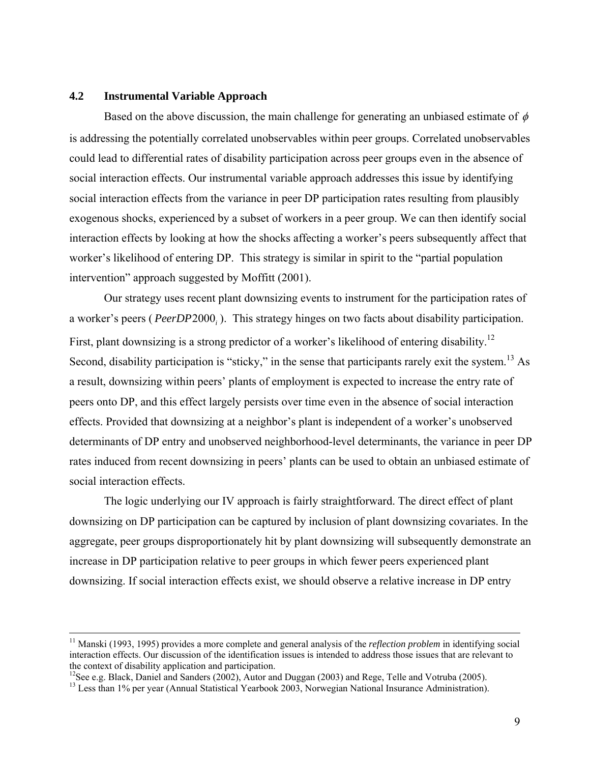### 4.2 Instrumental Variable Approach

Based on the above discussion, the main challenge for generating an unbiased estimate of $\phi$ is addressing the potentially correlated unobservables within peer groups. Correlated unobservables could lead to differential rates of disability participation across peer groups even in the absence of social interaction effects. Our instrumental variable approach addresses this issue by identifying social interaction effects from the variance in peer DP participation rates resulting from plausibly exogenous shocks, experienced by a subset of workers in a peer group. We can then identify social interaction effects by looking at how the shocks affecting a worker's peers subsequently affect that worker's likelihood of entering DP. This strategy is similar in spirit to the "partial population intervention" approach suggested by Moffitt (2001).

Our strategy uses recent plant downsizing events to instrument for the participation rates of a worker's peers ( $PeerDP2000_i$ ). This strategy hinges on two facts about disability participation. First, plant downsizing is a strong predictor of a worker's likelihood of entering disability.[12] Second, disability participation is "sticky," in the sense that participants rarely exit the system.[13] As a result, downsizing within peers' plants of employment is expected to increase the entry rate of peers onto DP, and this effect largely persists over time even in the absence of social interaction effects. Provided that downsizing at a neighbor's plant is independent of a worker's unobserved determinants of DP entry and unobserved neighborhood-level determinants, the variance in peer DP rates induced from recent downsizing in peers' plants can be used to obtain an unbiased estimate of social interaction effects.

The logic underlying our IV approach is fairly straightforward. The direct effect of plant downsizing on DP participation can be captured by inclusion of plant downsizing covariates. In the aggregate, peer groups disproportionately hit by plant downsizing will subsequently demonstrate an increase in DP participation relative to peer groups in which fewer peers experienced plant downsizing. If social interaction effects exist, we should observe a relative increase in DP entry

---

[11] Manski (1993, 1995) provides a more complete and general analysis of the *reflection problem* in identifying social interaction effects. Our discussion of the identification issues is intended to address those issues that are relevant to the context of disability application and participation.

[12] See e.g. Black, Daniel and Sanders (2002), Autor and Duggan (2003) and Rege, Telle and Votruba (2005).

[13] Less than 1% per year (Annual Statistical Yearbook 2003, Norwegian National Insurance Administration).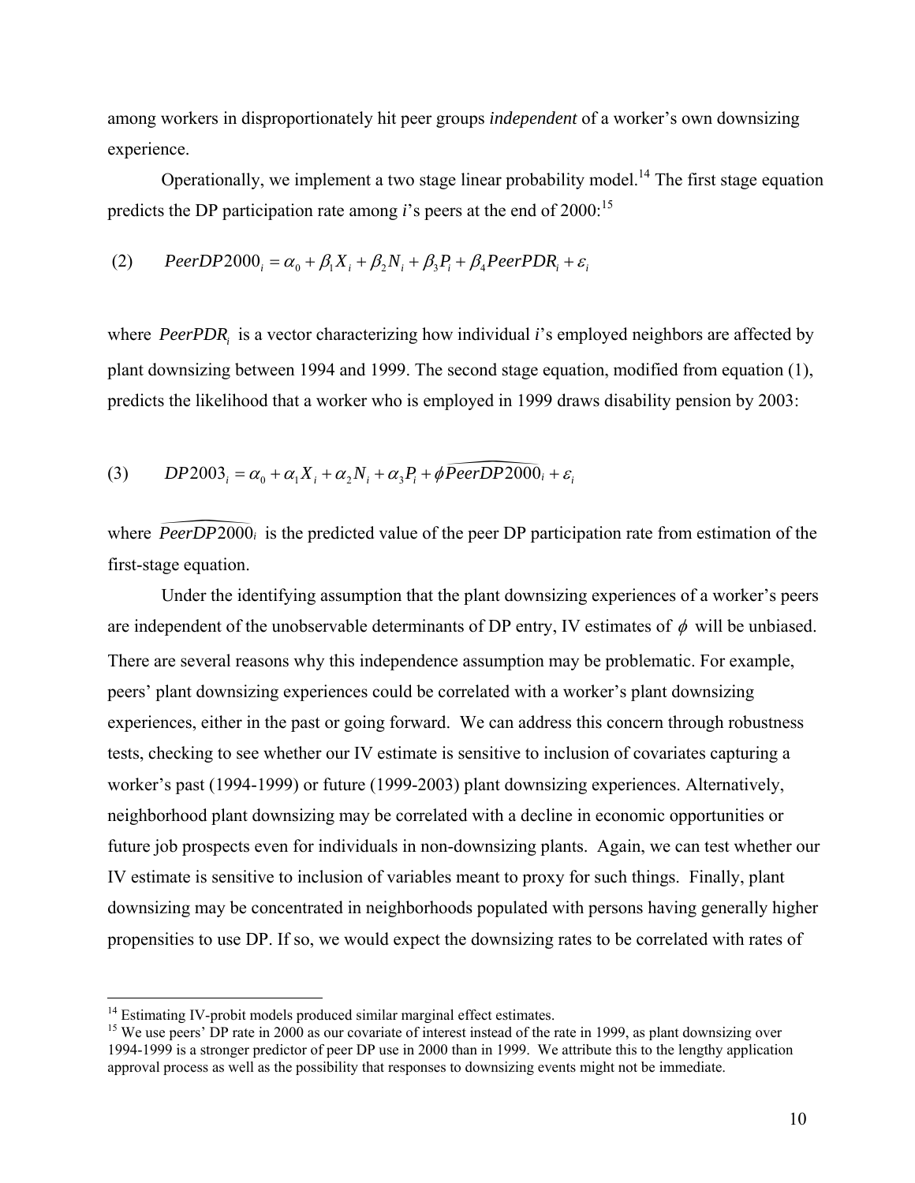among workers in disproportionately hit peer groups *independent* of a worker's own downsizing experience.

Operationally, we implement a two stage linear probability model.[14] The first stage equation predicts the DP participation rate among *i*'s peers at the end of 2000:[15]

$$(2) \qquad PeerDP2000_i = \alpha_0 + \beta_1 X_i + \beta_2 N_i + \beta_3 P_i + \beta_4 PeerPDR_i + \varepsilon_i$$

where $PeerPDR_i$ is a vector characterizing how individual *i*'s employed neighbors are affected by plant downsizing between 1994 and 1999. The second stage equation, modified from equation (1), predicts the likelihood that a worker who is employed in 1999 draws disability pension by 2003:

$$(3) \qquad DP2003_i = \alpha_0 + \alpha_1 X_i + \alpha_2 N_i + \alpha_3 P_i + \phi \widehat{PeerDP2000}_i + \varepsilon_i$$

where $\widehat{PeerDP2000}_i$ is the predicted value of the peer DP participation rate from estimation of the first-stage equation.

Under the identifying assumption that the plant downsizing experiences of a worker's peers are independent of the unobservable determinants of DP entry, IV estimates of $\phi$ will be unbiased. There are several reasons why this independence assumption may be problematic. For example, peers' plant downsizing experiences could be correlated with a worker's plant downsizing experiences, either in the past or going forward. We can address this concern through robustness tests, checking to see whether our IV estimate is sensitive to inclusion of covariates capturing a worker's past (1994-1999) or future (1999-2003) plant downsizing experiences. Alternatively, neighborhood plant downsizing may be correlated with a decline in economic opportunities or future job prospects even for individuals in non-downsizing plants. Again, we can test whether our IV estimate is sensitive to inclusion of variables meant to proxy for such things. Finally, plant downsizing may be concentrated in neighborhoods populated with persons having generally higher propensities to use DP. If so, we would expect the downsizing rates to be correlated with rates of

[14] Estimating IV-probit models produced similar marginal effect estimates.

[15] We use peers' DP rate in 2000 as our covariate of interest instead of the rate in 1999, as plant downsizing over 1994-1999 is a stronger predictor of peer DP use in 2000 than in 1999. We attribute this to the lengthy application approval process as well as the possibility that responses to downsizing events might not be immediate.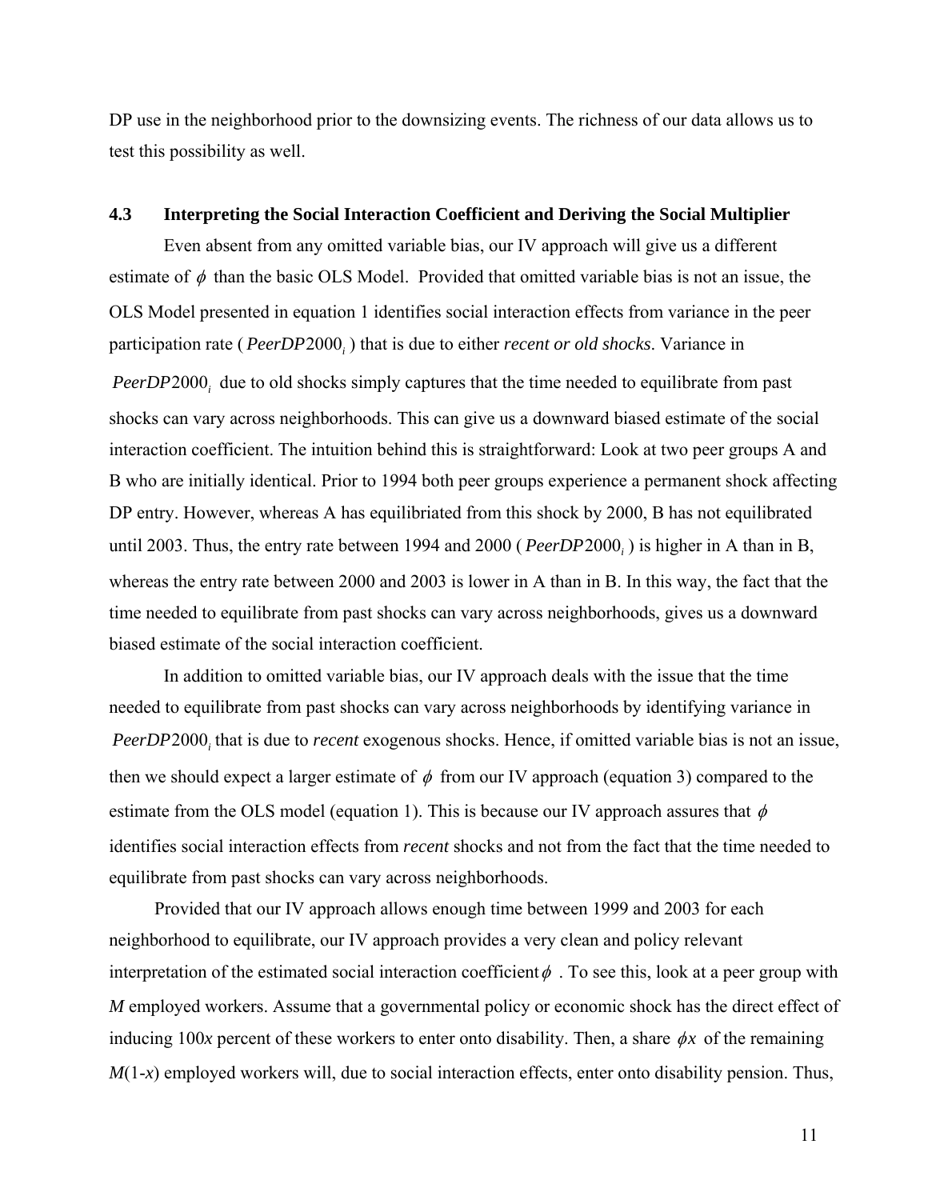DP use in the neighborhood prior to the downsizing events. The richness of our data allows us to test this possibility as well.

### 4.3 Interpreting the Social Interaction Coefficient and Deriving the Social Multiplier

Even absent from any omitted variable bias, our IV approach will give us a different estimate of $\phi$ than the basic OLS Model. Provided that omitted variable bias is not an issue, the OLS Model presented in equation 1 identifies social interaction effects from variance in the peer participation rate ( $PeerDP2000_i$ ) that is due to either *recent or old shocks*. Variance in $PeerDP2000_i$ due to old shocks simply captures that the time needed to equilibrate from past shocks can vary across neighborhoods. This can give us a downward biased estimate of the social interaction coefficient. The intuition behind this is straightforward: Look at two peer groups A and B who are initially identical. Prior to 1994 both peer groups experience a permanent shock affecting DP entry. However, whereas A has equilibriated from this shock by 2000, B has not equilibrated until 2003. Thus, the entry rate between 1994 and 2000 ( $PeerDP2000_i$ ) is higher in A than in B, whereas the entry rate between 2000 and 2003 is lower in A than in B. In this way, the fact that the time needed to equilibrate from past shocks can vary across neighborhoods, gives us a downward biased estimate of the social interaction coefficient.

In addition to omitted variable bias, our IV approach deals with the issue that the time needed to equilibrate from past shocks can vary across neighborhoods by identifying variance in $PeerDP2000_i$ that is due to *recent* exogenous shocks. Hence, if omitted variable bias is not an issue, then we should expect a larger estimate of $\phi$ from our IV approach (equation 3) compared to the estimate from the OLS model (equation 1). This is because our IV approach assures that $\phi$ identifies social interaction effects from *recent* shocks and not from the fact that the time needed to equilibrate from past shocks can vary across neighborhoods.

Provided that our IV approach allows enough time between 1999 and 2003 for each neighborhood to equilibrate, our IV approach provides a very clean and policy relevant interpretation of the estimated social interaction coefficient $\phi$ . To see this, look at a peer group with $M$ employed workers. Assume that a governmental policy or economic shock has the direct effect of inducing $100x$ percent of these workers to enter onto disability. Then, a share $\phi x$ of the remaining $M(1\text{-}x)$ employed workers will, due to social interaction effects, enter onto disability pension. Thus,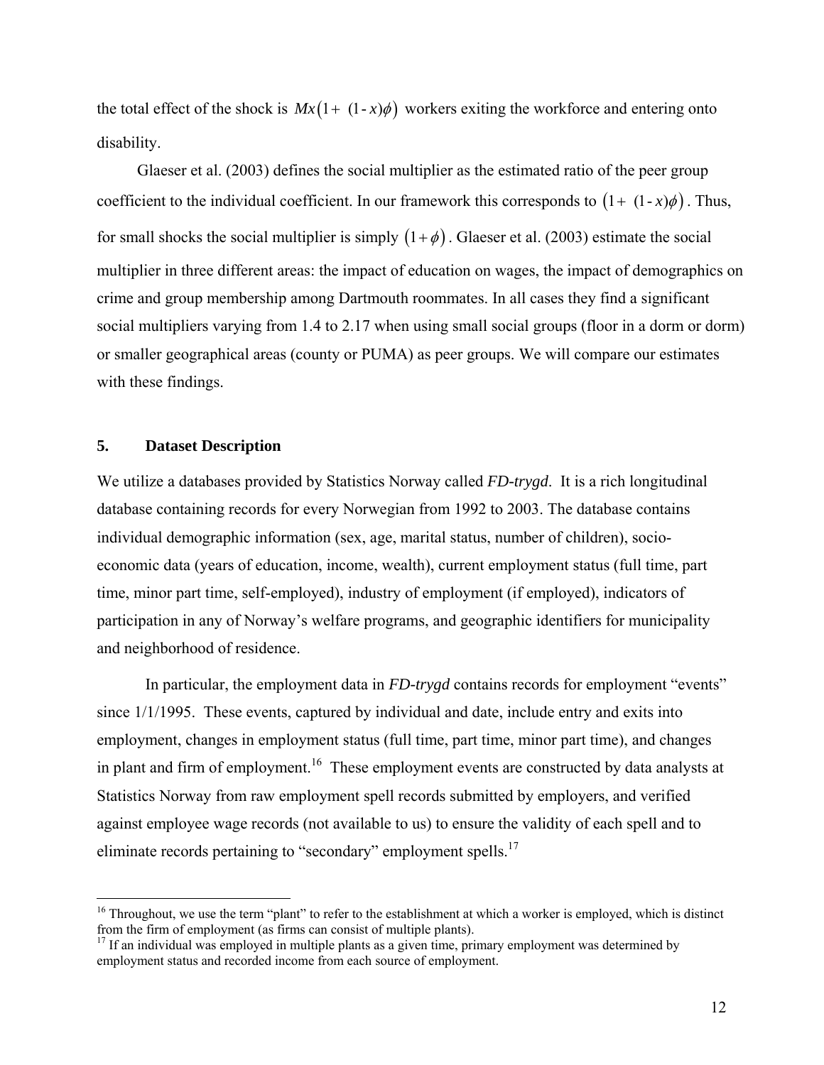the total effect of the shock is $Mx(1+ (1-x)\phi)$ workers exiting the workforce and entering onto disability.

Glaeser et al. (2003) defines the social multiplier as the estimated ratio of the peer group coefficient to the individual coefficient. In our framework this corresponds to $(1+ (1-x)\phi)$. Thus, for small shocks the social multiplier is simply $(1+\phi)$. Glaeser et al. (2003) estimate the social multiplier in three different areas: the impact of education on wages, the impact of demographics on crime and group membership among Dartmouth roommates. In all cases they find a significant social multipliers varying from 1.4 to 2.17 when using small social groups (floor in a dorm or dorm) or smaller geographical areas (county or PUMA) as peer groups. We will compare our estimates with these findings.

## 5. Dataset Description

We utilize a databases provided by Statistics Norway called *FD-trygd*. It is a rich longitudinal database containing records for every Norwegian from 1992 to 2003. The database contains individual demographic information (sex, age, marital status, number of children), socio-economic data (years of education, income, wealth), current employment status (full time, part time, minor part time, self-employed), industry of employment (if employed), indicators of participation in any of Norway's welfare programs, and geographic identifiers for municipality and neighborhood of residence.

In particular, the employment data in *FD-trygd* contains records for employment "events" since 1/1/1995. These events, captured by individual and date, include entry and exits into employment, changes in employment status (full time, part time, minor part time), and changes in plant and firm of employment.[16] These employment events are constructed by data analysts at Statistics Norway from raw employment spell records submitted by employers, and verified against employee wage records (not available to us) to ensure the validity of each spell and to eliminate records pertaining to "secondary" employment spells.[17]

---

[16] Throughout, we use the term "plant" to refer to the establishment at which a worker is employed, which is distinct from the firm of employment (as firms can consist of multiple plants).

[17] If an individual was employed in multiple plants as a given time, primary employment was determined by employment status and recorded income from each source of employment.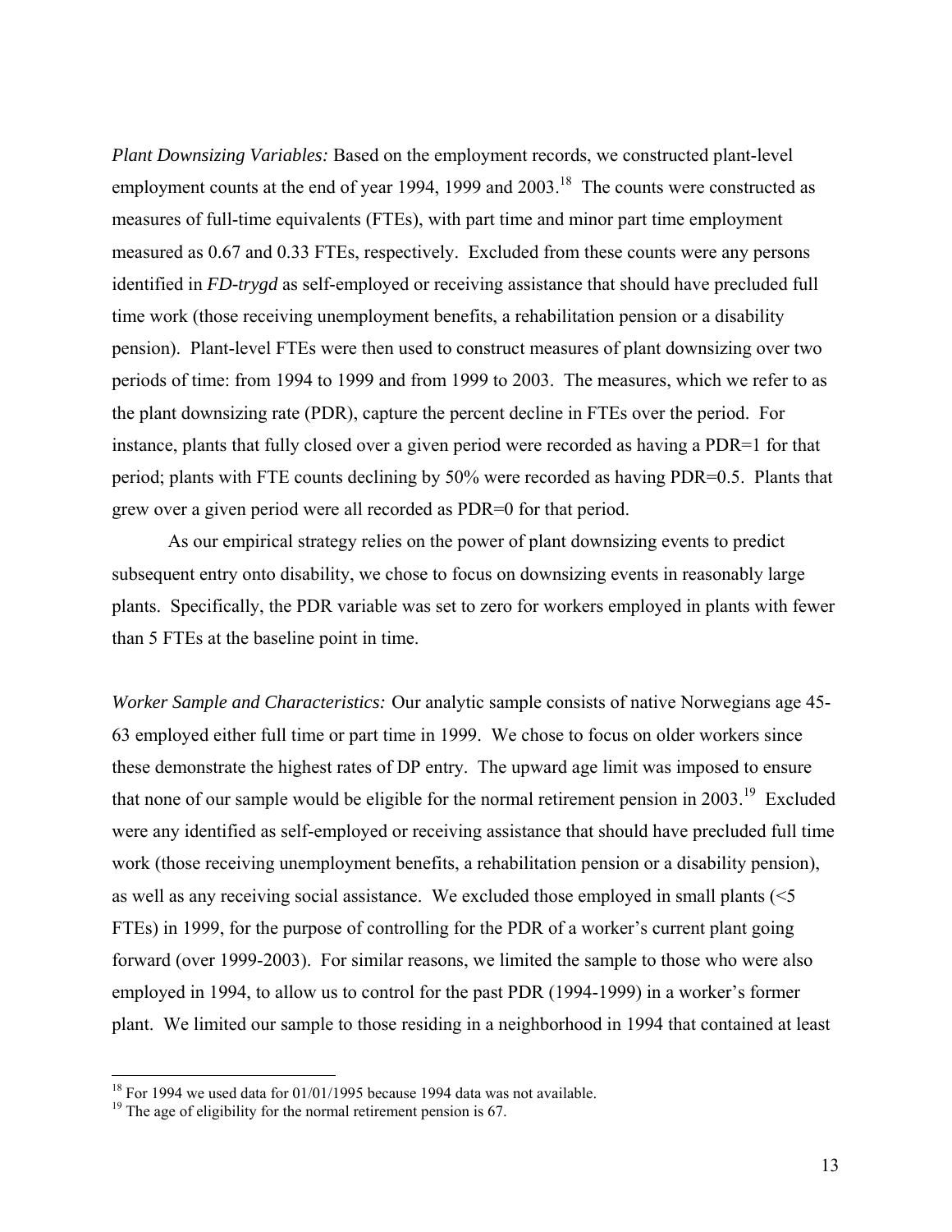*Plant Downsizing Variables:* Based on the employment records, we constructed plant-level employment counts at the end of year 1994, 1999 and 2003.[18] The counts were constructed as measures of full-time equivalents (FTEs), with part time and minor part time employment measured as 0.67 and 0.33 FTEs, respectively. Excluded from these counts were any persons identified in *FD-trygd* as self-employed or receiving assistance that should have precluded full time work (those receiving unemployment benefits, a rehabilitation pension or a disability pension). Plant-level FTEs were then used to construct measures of plant downsizing over two periods of time: from 1994 to 1999 and from 1999 to 2003. The measures, which we refer to as the plant downsizing rate (PDR), capture the percent decline in FTEs over the period. For instance, plants that fully closed over a given period were recorded as having a PDR=1 for that period; plants with FTE counts declining by 50% were recorded as having PDR=0.5. Plants that grew over a given period were all recorded as PDR=0 for that period.

As our empirical strategy relies on the power of plant downsizing events to predict subsequent entry onto disability, we chose to focus on downsizing events in reasonably large plants. Specifically, the PDR variable was set to zero for workers employed in plants with fewer than 5 FTEs at the baseline point in time.

*Worker Sample and Characteristics:* Our analytic sample consists of native Norwegians age 45-63 employed either full time or part time in 1999. We chose to focus on older workers since these demonstrate the highest rates of DP entry. The upward age limit was imposed to ensure that none of our sample would be eligible for the normal retirement pension in 2003.[19] Excluded were any identified as self-employed or receiving assistance that should have precluded full time work (those receiving unemployment benefits, a rehabilitation pension or a disability pension), as well as any receiving social assistance. We excluded those employed in small plants (<5 FTEs) in 1999, for the purpose of controlling for the PDR of a worker's current plant going forward (over 1999-2003). For similar reasons, we limited the sample to those who were also employed in 1994, to allow us to control for the past PDR (1994-1999) in a worker's former plant. We limited our sample to those residing in a neighborhood in 1994 that contained at least

[18] For 1994 we used data for 01/01/1995 because 1994 data was not available.

[19] The age of eligibility for the normal retirement pension is 67.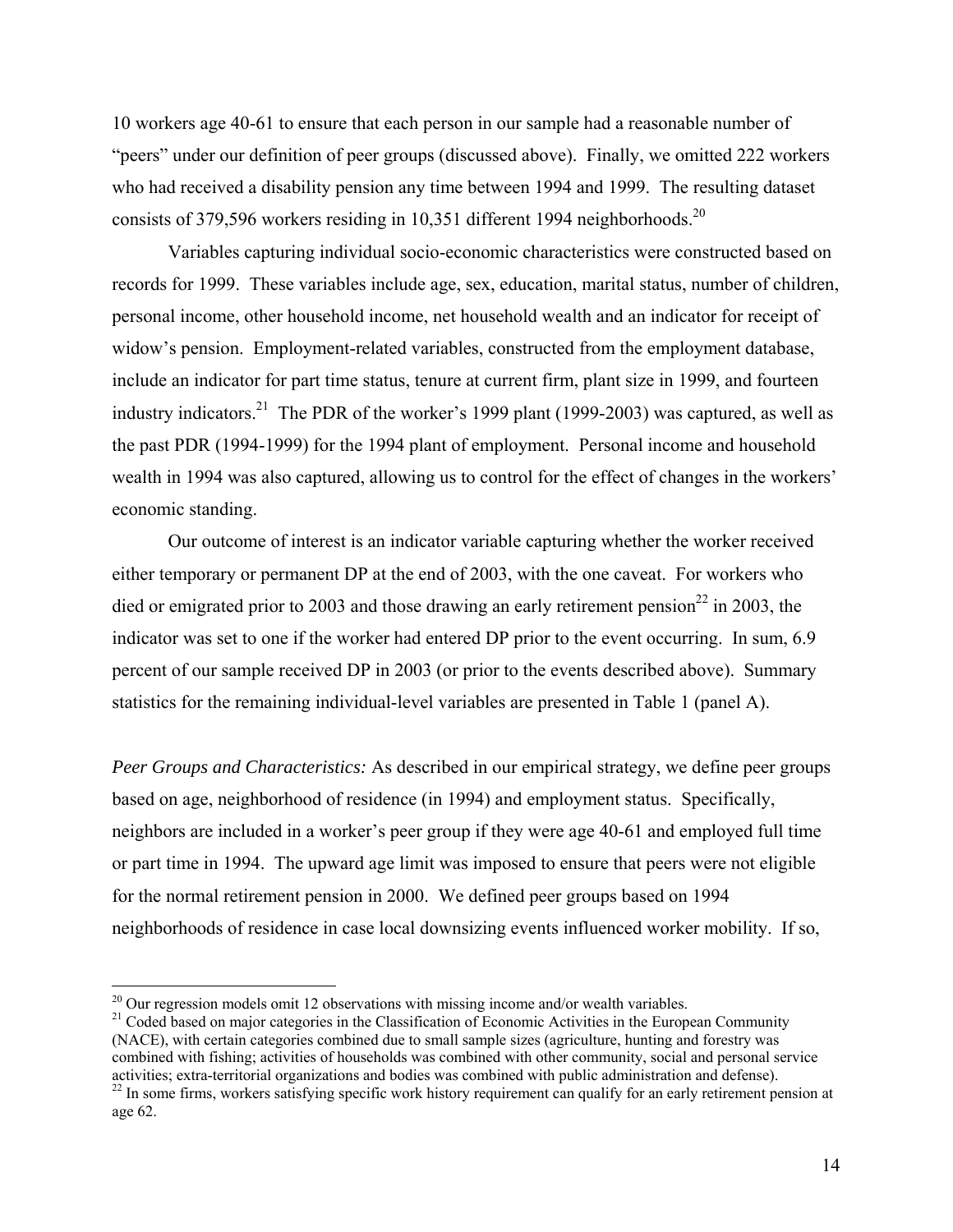10 workers age 40-61 to ensure that each person in our sample had a reasonable number of "peers" under our definition of peer groups (discussed above). Finally, we omitted 222 workers who had received a disability pension any time between 1994 and 1999. The resulting dataset consists of 379,596 workers residing in 10,351 different 1994 neighborhoods.[20]

Variables capturing individual socio-economic characteristics were constructed based on records for 1999. These variables include age, sex, education, marital status, number of children, personal income, other household income, net household wealth and an indicator for receipt of widow's pension. Employment-related variables, constructed from the employment database, include an indicator for part time status, tenure at current firm, plant size in 1999, and fourteen industry indicators.[21] The PDR of the worker's 1999 plant (1999-2003) was captured, as well as the past PDR (1994-1999) for the 1994 plant of employment. Personal income and household wealth in 1994 was also captured, allowing us to control for the effect of changes in the workers' economic standing.

Our outcome of interest is an indicator variable capturing whether the worker received either temporary or permanent DP at the end of 2003, with the one caveat. For workers who died or emigrated prior to 2003 and those drawing an early retirement pension[22] in 2003, the indicator was set to one if the worker had entered DP prior to the event occurring. In sum, 6.9 percent of our sample received DP in 2003 (or prior to the events described above). Summary statistics for the remaining individual-level variables are presented in Table 1 (panel A).

*Peer Groups and Characteristics:* As described in our empirical strategy, we define peer groups based on age, neighborhood of residence (in 1994) and employment status. Specifically, neighbors are included in a worker's peer group if they were age 40-61 and employed full time or part time in 1994. The upward age limit was imposed to ensure that peers were not eligible for the normal retirement pension in 2000. We defined peer groups based on 1994 neighborhoods of residence in case local downsizing events influenced worker mobility. If so,

[20] Our regression models omit 12 observations with missing income and/or wealth variables.

[21] Coded based on major categories in the Classification of Economic Activities in the European Community (NACE), with certain categories combined due to small sample sizes (agriculture, hunting and forestry was combined with fishing; activities of households was combined with other community, social and personal service activities; extra-territorial organizations and bodies was combined with public administration and defense).

[22] In some firms, workers satisfying specific work history requirement can qualify for an early retirement pension at age 62.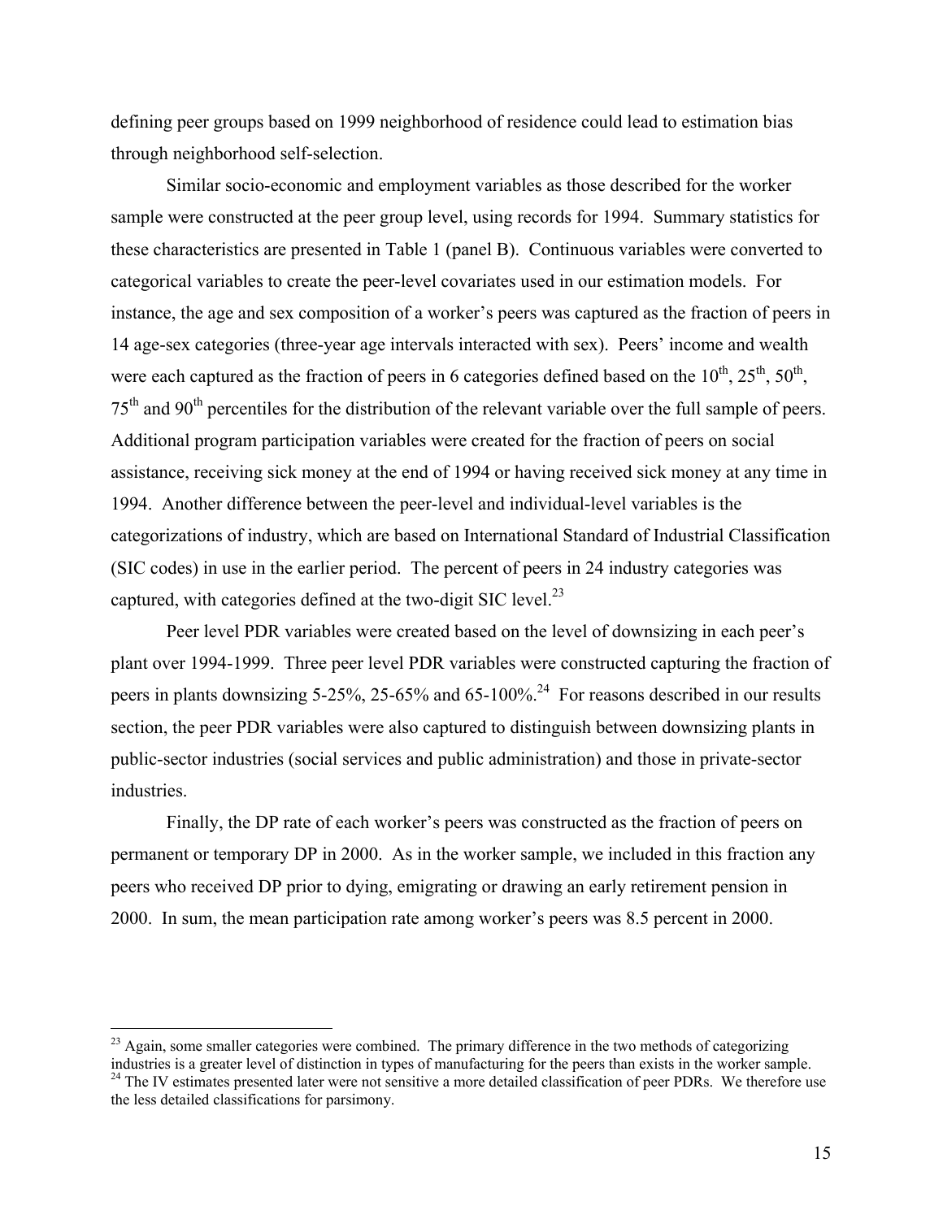defining peer groups based on 1999 neighborhood of residence could lead to estimation bias through neighborhood self-selection.

Similar socio-economic and employment variables as those described for the worker sample were constructed at the peer group level, using records for 1994. Summary statistics for these characteristics are presented in Table 1 (panel B). Continuous variables were converted to categorical variables to create the peer-level covariates used in our estimation models. For instance, the age and sex composition of a worker's peers was captured as the fraction of peers in 14 age-sex categories (three-year age intervals interacted with sex). Peers' income and wealth were each captured as the fraction of peers in 6 categories defined based on the 10th, 25th, 50th, 75th and 90th percentiles for the distribution of the relevant variable over the full sample of peers. Additional program participation variables were created for the fraction of peers on social assistance, receiving sick money at the end of 1994 or having received sick money at any time in 1994. Another difference between the peer-level and individual-level variables is the categorizations of industry, which are based on International Standard of Industrial Classification (SIC codes) in use in the earlier period. The percent of peers in 24 industry categories was captured, with categories defined at the two-digit SIC level.[23]

Peer level PDR variables were created based on the level of downsizing in each peer's plant over 1994-1999. Three peer level PDR variables were constructed capturing the fraction of peers in plants downsizing 5-25%, 25-65% and 65-100%.[24] For reasons described in our results section, the peer PDR variables were also captured to distinguish between downsizing plants in public-sector industries (social services and public administration) and those in private-sector industries.

Finally, the DP rate of each worker's peers was constructed as the fraction of peers on permanent or temporary DP in 2000. As in the worker sample, we included in this fraction any peers who received DP prior to dying, emigrating or drawing an early retirement pension in 2000. In sum, the mean participation rate among worker's peers was 8.5 percent in 2000.

---

[23] Again, some smaller categories were combined. The primary difference in the two methods of categorizing industries is a greater level of distinction in types of manufacturing for the peers than exists in the worker sample.

[24] The IV estimates presented later were not sensitive a more detailed classification of peer PDRs. We therefore use the less detailed classifications for parsimony.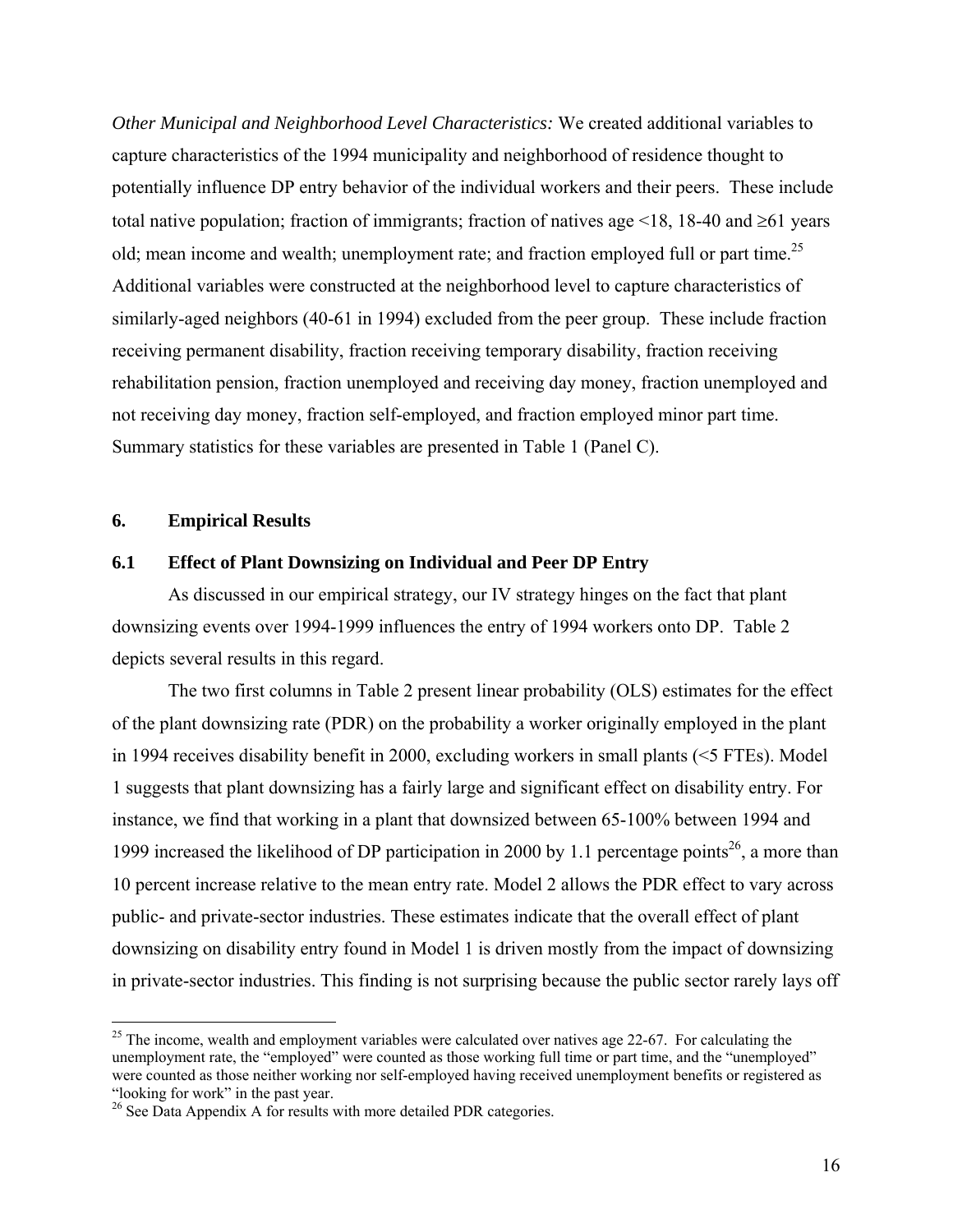*Other Municipal and Neighborhood Level Characteristics:* We created additional variables to capture characteristics of the 1994 municipality and neighborhood of residence thought to potentially influence DP entry behavior of the individual workers and their peers. These include total native population; fraction of immigrants; fraction of natives age <18, 18-40 and ≥61 years old; mean income and wealth; unemployment rate; and fraction employed full or part time.[25] Additional variables were constructed at the neighborhood level to capture characteristics of similarly-aged neighbors (40-61 in 1994) excluded from the peer group. These include fraction receiving permanent disability, fraction receiving temporary disability, fraction receiving rehabilitation pension, fraction unemployed and receiving day money, fraction unemployed and not receiving day money, fraction self-employed, and fraction employed minor part time. Summary statistics for these variables are presented in Table 1 (Panel C).

## 6. Empirical Results

### 6.1 Effect of Plant Downsizing on Individual and Peer DP Entry

As discussed in our empirical strategy, our IV strategy hinges on the fact that plant downsizing events over 1994-1999 influences the entry of 1994 workers onto DP. Table 2 depicts several results in this regard.

The two first columns in Table 2 present linear probability (OLS) estimates for the effect of the plant downsizing rate (PDR) on the probability a worker originally employed in the plant in 1994 receives disability benefit in 2000, excluding workers in small plants (<5 FTEs). Model 1 suggests that plant downsizing has a fairly large and significant effect on disability entry. For instance, we find that working in a plant that downsized between 65-100% between 1994 and 1999 increased the likelihood of DP participation in 2000 by 1.1 percentage points[26], a more than 10 percent increase relative to the mean entry rate. Model 2 allows the PDR effect to vary across public- and private-sector industries. These estimates indicate that the overall effect of plant downsizing on disability entry found in Model 1 is driven mostly from the impact of downsizing in private-sector industries. This finding is not surprising because the public sector rarely lays off

[25] The income, wealth and employment variables were calculated over natives age 22-67. For calculating the unemployment rate, the "employed" were counted as those working full time or part time, and the "unemployed" were counted as those neither working nor self-employed having received unemployment benefits or registered as "looking for work" in the past year.

[26] See Data Appendix A for results with more detailed PDR categories.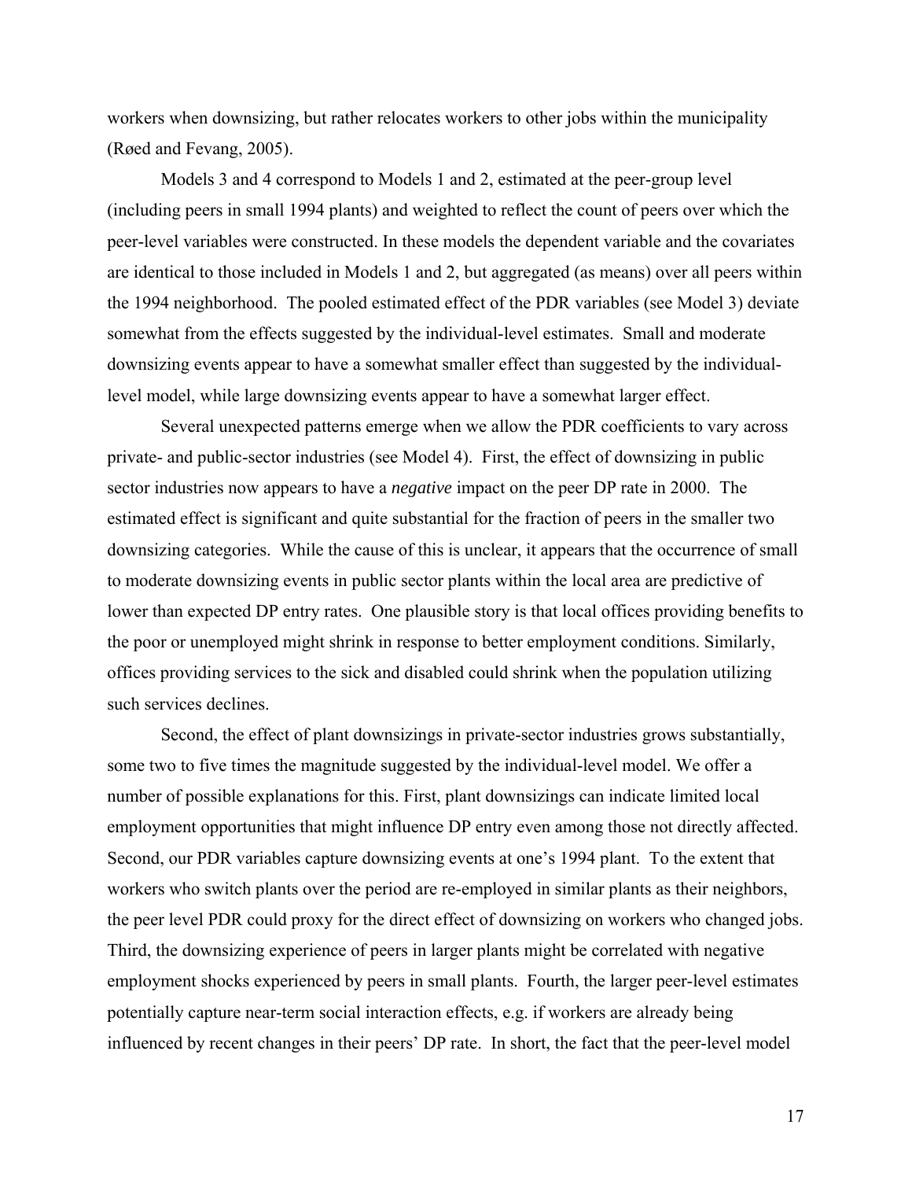workers when downsizing, but rather relocates workers to other jobs within the municipality (Røed and Fevang, 2005).

Models 3 and 4 correspond to Models 1 and 2, estimated at the peer-group level (including peers in small 1994 plants) and weighted to reflect the count of peers over which the peer-level variables were constructed. In these models the dependent variable and the covariates are identical to those included in Models 1 and 2, but aggregated (as means) over all peers within the 1994 neighborhood. The pooled estimated effect of the PDR variables (see Model 3) deviate somewhat from the effects suggested by the individual-level estimates. Small and moderate downsizing events appear to have a somewhat smaller effect than suggested by the individual-level model, while large downsizing events appear to have a somewhat larger effect.

Several unexpected patterns emerge when we allow the PDR coefficients to vary across private- and public-sector industries (see Model 4). First, the effect of downsizing in public sector industries now appears to have a *negative* impact on the peer DP rate in 2000. The estimated effect is significant and quite substantial for the fraction of peers in the smaller two downsizing categories. While the cause of this is unclear, it appears that the occurrence of small to moderate downsizing events in public sector plants within the local area are predictive of lower than expected DP entry rates. One plausible story is that local offices providing benefits to the poor or unemployed might shrink in response to better employment conditions. Similarly, offices providing services to the sick and disabled could shrink when the population utilizing such services declines.

Second, the effect of plant downsizings in private-sector industries grows substantially, some two to five times the magnitude suggested by the individual-level model. We offer a number of possible explanations for this. First, plant downsizings can indicate limited local employment opportunities that might influence DP entry even among those not directly affected. Second, our PDR variables capture downsizing events at one's 1994 plant. To the extent that workers who switch plants over the period are re-employed in similar plants as their neighbors, the peer level PDR could proxy for the direct effect of downsizing on workers who changed jobs. Third, the downsizing experience of peers in larger plants might be correlated with negative employment shocks experienced by peers in small plants. Fourth, the larger peer-level estimates potentially capture near-term social interaction effects, e.g. if workers are already being influenced by recent changes in their peers' DP rate. In short, the fact that the peer-level model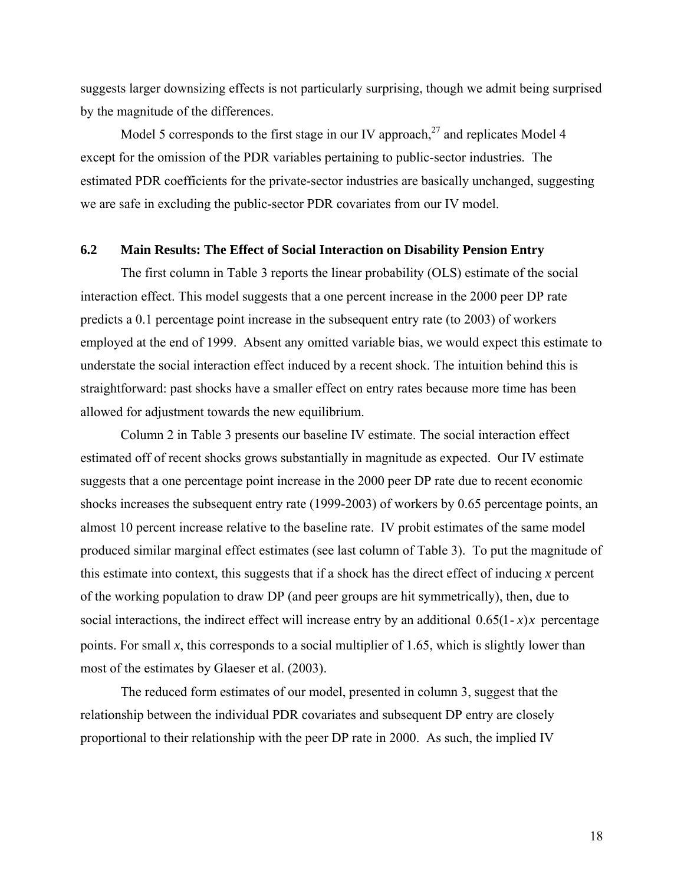suggests larger downsizing effects is not particularly surprising, though we admit being surprised by the magnitude of the differences.

Model 5 corresponds to the first stage in our IV approach,[27] and replicates Model 4 except for the omission of the PDR variables pertaining to public-sector industries. The estimated PDR coefficients for the private-sector industries are basically unchanged, suggesting we are safe in excluding the public-sector PDR covariates from our IV model.

## 6.2 Main Results: The Effect of Social Interaction on Disability Pension Entry

The first column in Table 3 reports the linear probability (OLS) estimate of the social interaction effect. This model suggests that a one percent increase in the 2000 peer DP rate predicts a 0.1 percentage point increase in the subsequent entry rate (to 2003) of workers employed at the end of 1999. Absent any omitted variable bias, we would expect this estimate to understate the social interaction effect induced by a recent shock. The intuition behind this is straightforward: past shocks have a smaller effect on entry rates because more time has been allowed for adjustment towards the new equilibrium.

Column 2 in Table 3 presents our baseline IV estimate. The social interaction effect estimated off of recent shocks grows substantially in magnitude as expected. Our IV estimate suggests that a one percentage point increase in the 2000 peer DP rate due to recent economic shocks increases the subsequent entry rate (1999-2003) of workers by 0.65 percentage points, an almost 10 percent increase relative to the baseline rate. IV probit estimates of the same model produced similar marginal effect estimates (see last column of Table 3). To put the magnitude of this estimate into context, this suggests that if a shock has the direct effect of inducing $x$ percent of the working population to draw DP (and peer groups are hit symmetrically), then, due to social interactions, the indirect effect will increase entry by an additional $0.65(1-x)x$ percentage points. For small $x$, this corresponds to a social multiplier of 1.65, which is slightly lower than most of the estimates by Glaeser et al. (2003).

The reduced form estimates of our model, presented in column 3, suggest that the relationship between the individual PDR covariates and subsequent DP entry are closely proportional to their relationship with the peer DP rate in 2000. As such, the implied IV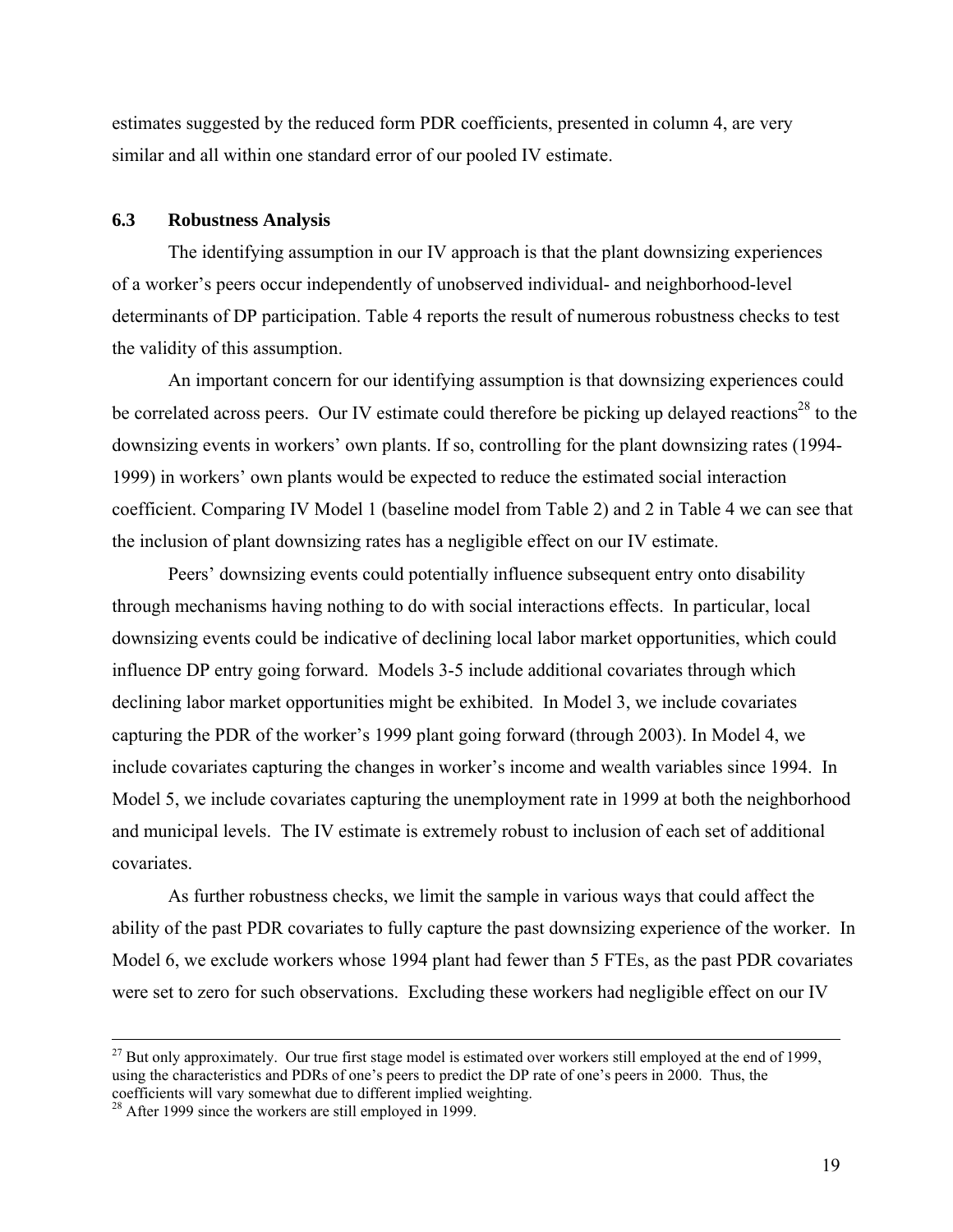estimates suggested by the reduced form PDR coefficients, presented in column 4, are very similar and all within one standard error of our pooled IV estimate.

### 6.3 Robustness Analysis

The identifying assumption in our IV approach is that the plant downsizing experiences of a worker's peers occur independently of unobserved individual- and neighborhood-level determinants of DP participation. Table 4 reports the result of numerous robustness checks to test the validity of this assumption.

An important concern for our identifying assumption is that downsizing experiences could be correlated across peers. Our IV estimate could therefore be picking up delayed reactions[28] to the downsizing events in workers' own plants. If so, controlling for the plant downsizing rates (1994-1999) in workers' own plants would be expected to reduce the estimated social interaction coefficient. Comparing IV Model 1 (baseline model from Table 2) and 2 in Table 4 we can see that the inclusion of plant downsizing rates has a negligible effect on our IV estimate.

Peers' downsizing events could potentially influence subsequent entry onto disability through mechanisms having nothing to do with social interactions effects. In particular, local downsizing events could be indicative of declining local labor market opportunities, which could influence DP entry going forward. Models 3-5 include additional covariates through which declining labor market opportunities might be exhibited. In Model 3, we include covariates capturing the PDR of the worker's 1999 plant going forward (through 2003). In Model 4, we include covariates capturing the changes in worker's income and wealth variables since 1994. In Model 5, we include covariates capturing the unemployment rate in 1999 at both the neighborhood and municipal levels. The IV estimate is extremely robust to inclusion of each set of additional covariates.

As further robustness checks, we limit the sample in various ways that could affect the ability of the past PDR covariates to fully capture the past downsizing experience of the worker. In Model 6, we exclude workers whose 1994 plant had fewer than 5 FTEs, as the past PDR covariates were set to zero for such observations. Excluding these workers had negligible effect on our IV

---

[27] But only approximately. Our true first stage model is estimated over workers still employed at the end of 1999, using the characteristics and PDRs of one's peers to predict the DP rate of one's peers in 2000. Thus, the coefficients will vary somewhat due to different implied weighting.

[28] After 1999 since the workers are still employed in 1999.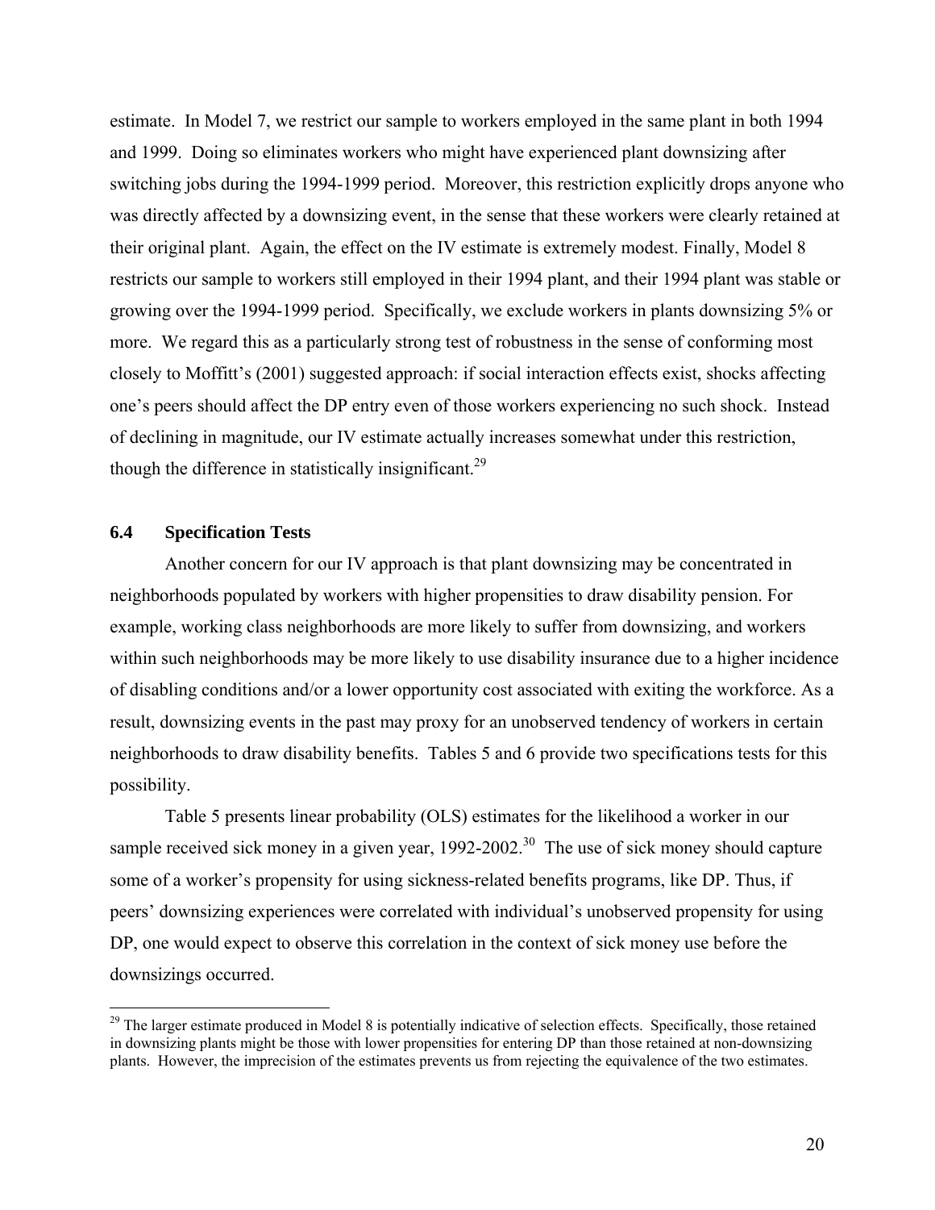estimate. In Model 7, we restrict our sample to workers employed in the same plant in both 1994 and 1999. Doing so eliminates workers who might have experienced plant downsizing after switching jobs during the 1994-1999 period. Moreover, this restriction explicitly drops anyone who was directly affected by a downsizing event, in the sense that these workers were clearly retained at their original plant. Again, the effect on the IV estimate is extremely modest. Finally, Model 8 restricts our sample to workers still employed in their 1994 plant, and their 1994 plant was stable or growing over the 1994-1999 period. Specifically, we exclude workers in plants downsizing 5% or more. We regard this as a particularly strong test of robustness in the sense of conforming most closely to Moffitt's (2001) suggested approach: if social interaction effects exist, shocks affecting one's peers should affect the DP entry even of those workers experiencing no such shock. Instead of declining in magnitude, our IV estimate actually increases somewhat under this restriction, though the difference in statistically insignificant.[29]

### 6.4 Specification Tests

Another concern for our IV approach is that plant downsizing may be concentrated in neighborhoods populated by workers with higher propensities to draw disability pension. For example, working class neighborhoods are more likely to suffer from downsizing, and workers within such neighborhoods may be more likely to use disability insurance due to a higher incidence of disabling conditions and/or a lower opportunity cost associated with exiting the workforce. As a result, downsizing events in the past may proxy for an unobserved tendency of workers in certain neighborhoods to draw disability benefits. Tables 5 and 6 provide two specifications tests for this possibility.

Table 5 presents linear probability (OLS) estimates for the likelihood a worker in our sample received sick money in a given year, 1992-2002.[30] The use of sick money should capture some of a worker's propensity for using sickness-related benefits programs, like DP. Thus, if peers' downsizing experiences were correlated with individual's unobserved propensity for using DP, one would expect to observe this correlation in the context of sick money use before the downsizings occurred.

[29] The larger estimate produced in Model 8 is potentially indicative of selection effects. Specifically, those retained in downsizing plants might be those with lower propensities for entering DP than those retained at non-downsizing plants. However, the imprecision of the estimates prevents us from rejecting the equivalence of the two estimates.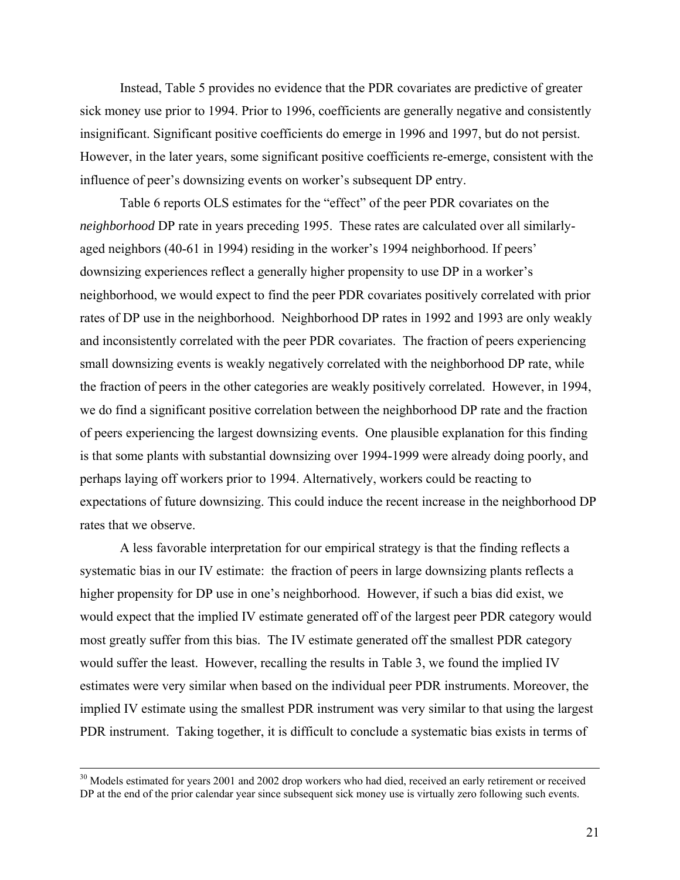Instead, Table 5 provides no evidence that the PDR covariates are predictive of greater sick money use prior to 1994. Prior to 1996, coefficients are generally negative and consistently insignificant. Significant positive coefficients do emerge in 1996 and 1997, but do not persist. However, in the later years, some significant positive coefficients re-emerge, consistent with the influence of peer's downsizing events on worker's subsequent DP entry.

Table 6 reports OLS estimates for the "effect" of the peer PDR covariates on the *neighborhood* DP rate in years preceding 1995. These rates are calculated over all similarly-aged neighbors (40-61 in 1994) residing in the worker's 1994 neighborhood. If peers' downsizing experiences reflect a generally higher propensity to use DP in a worker's neighborhood, we would expect to find the peer PDR covariates positively correlated with prior rates of DP use in the neighborhood. Neighborhood DP rates in 1992 and 1993 are only weakly and inconsistently correlated with the peer PDR covariates. The fraction of peers experiencing small downsizing events is weakly negatively correlated with the neighborhood DP rate, while the fraction of peers in the other categories are weakly positively correlated. However, in 1994, we do find a significant positive correlation between the neighborhood DP rate and the fraction of peers experiencing the largest downsizing events. One plausible explanation for this finding is that some plants with substantial downsizing over 1994-1999 were already doing poorly, and perhaps laying off workers prior to 1994. Alternatively, workers could be reacting to expectations of future downsizing. This could induce the recent increase in the neighborhood DP rates that we observe.

A less favorable interpretation for our empirical strategy is that the finding reflects a systematic bias in our IV estimate: the fraction of peers in large downsizing plants reflects a higher propensity for DP use in one's neighborhood. However, if such a bias did exist, we would expect that the implied IV estimate generated off of the largest peer PDR category would most greatly suffer from this bias. The IV estimate generated off the smallest PDR category would suffer the least. However, recalling the results in Table 3, we found the implied IV estimates were very similar when based on the individual peer PDR instruments. Moreover, the implied IV estimate using the smallest PDR instrument was very similar to that using the largest PDR instrument. Taking together, it is difficult to conclude a systematic bias exists in terms of

---

[30] Models estimated for years 2001 and 2002 drop workers who had died, received an early retirement or received DP at the end of the prior calendar year since subsequent sick money use is virtually zero following such events.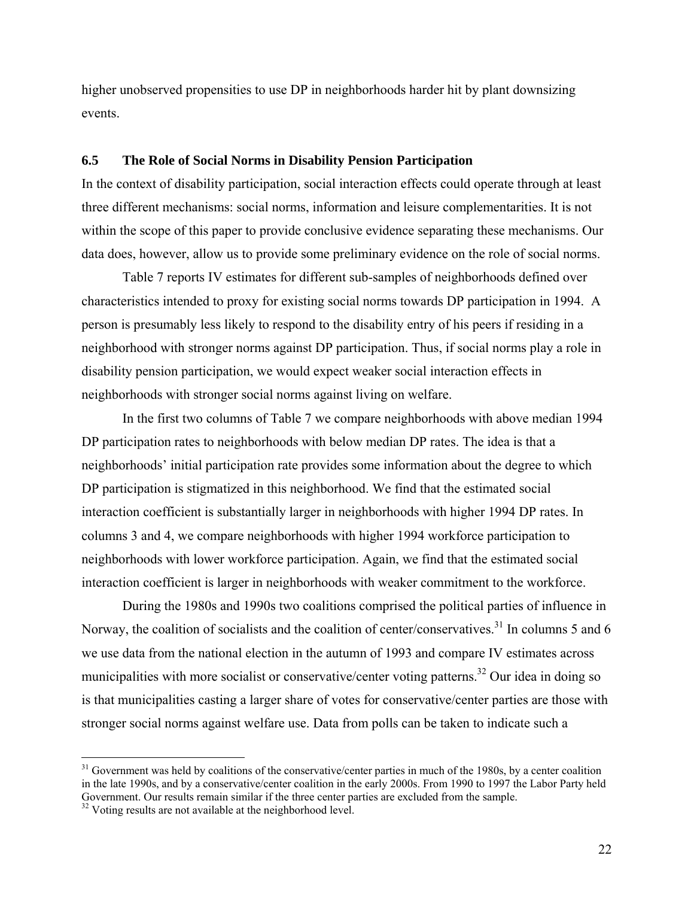higher unobserved propensities to use DP in neighborhoods harder hit by plant downsizing events.

### 6.5 The Role of Social Norms in Disability Pension Participation

In the context of disability participation, social interaction effects could operate through at least three different mechanisms: social norms, information and leisure complementarities. It is not within the scope of this paper to provide conclusive evidence separating these mechanisms. Our data does, however, allow us to provide some preliminary evidence on the role of social norms.

Table 7 reports IV estimates for different sub-samples of neighborhoods defined over characteristics intended to proxy for existing social norms towards DP participation in 1994. A person is presumably less likely to respond to the disability entry of his peers if residing in a neighborhood with stronger norms against DP participation. Thus, if social norms play a role in disability pension participation, we would expect weaker social interaction effects in neighborhoods with stronger social norms against living on welfare.

In the first two columns of Table 7 we compare neighborhoods with above median 1994 DP participation rates to neighborhoods with below median DP rates. The idea is that a neighborhoods' initial participation rate provides some information about the degree to which DP participation is stigmatized in this neighborhood. We find that the estimated social interaction coefficient is substantially larger in neighborhoods with higher 1994 DP rates. In columns 3 and 4, we compare neighborhoods with higher 1994 workforce participation to neighborhoods with lower workforce participation. Again, we find that the estimated social interaction coefficient is larger in neighborhoods with weaker commitment to the workforce.

During the 1980s and 1990s two coalitions comprised the political parties of influence in Norway, the coalition of socialists and the coalition of center/conservatives.[31] In columns 5 and 6 we use data from the national election in the autumn of 1993 and compare IV estimates across municipalities with more socialist or conservative/center voting patterns.[32] Our idea in doing so is that municipalities casting a larger share of votes for conservative/center parties are those with stronger social norms against welfare use. Data from polls can be taken to indicate such a

[31] Government was held by coalitions of the conservative/center parties in much of the 1980s, by a center coalition in the late 1990s, and by a conservative/center coalition in the early 2000s. From 1990 to 1997 the Labor Party held Government. Our results remain similar if the three center parties are excluded from the sample.

[32] Voting results are not available at the neighborhood level.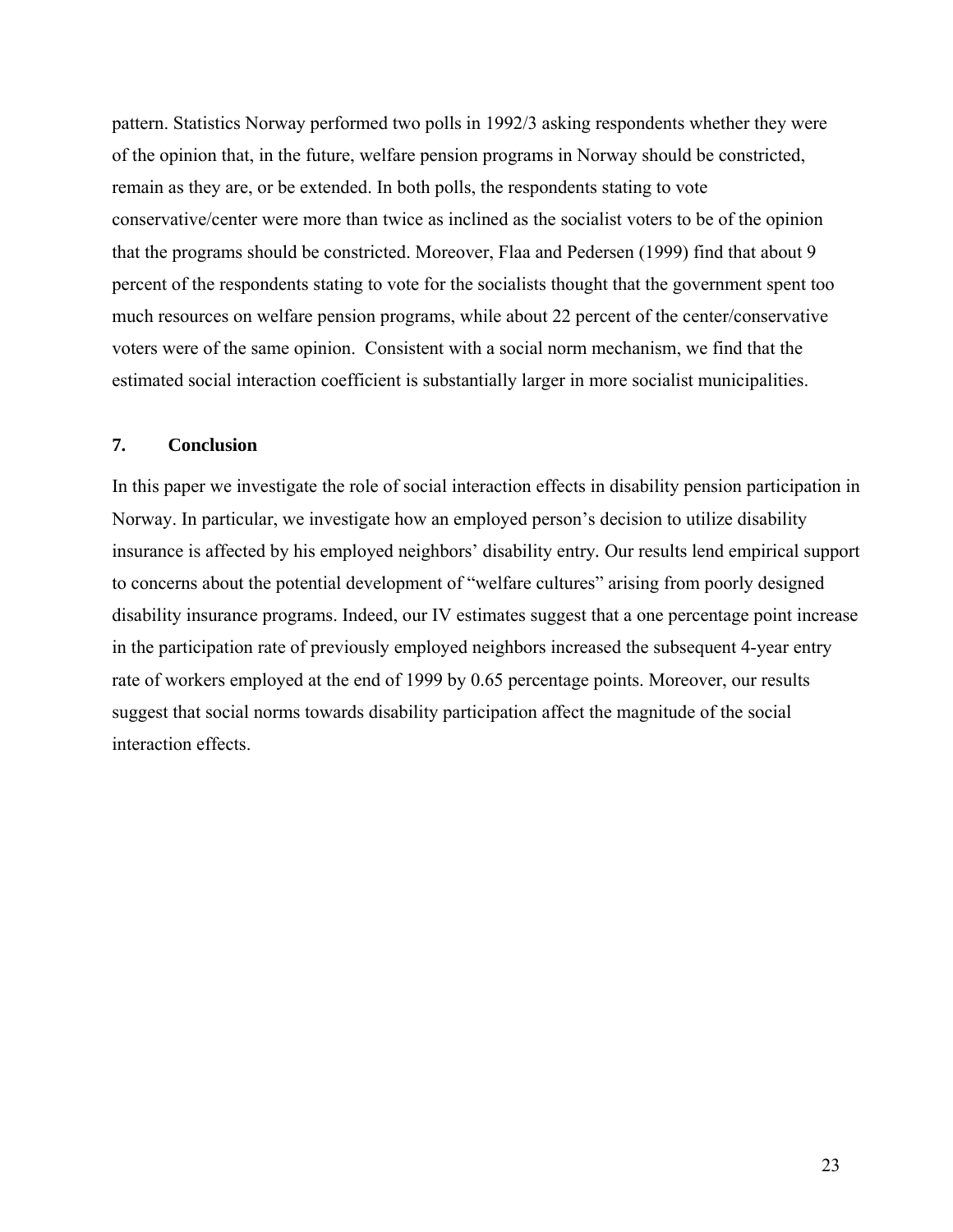pattern. Statistics Norway performed two polls in 1992/3 asking respondents whether they were of the opinion that, in the future, welfare pension programs in Norway should be constricted, remain as they are, or be extended. In both polls, the respondents stating to vote conservative/center were more than twice as inclined as the socialist voters to be of the opinion that the programs should be constricted. Moreover, Flaa and Pedersen (1999) find that about 9 percent of the respondents stating to vote for the socialists thought that the government spent too much resources on welfare pension programs, while about 22 percent of the center/conservative voters were of the same opinion. Consistent with a social norm mechanism, we find that the estimated social interaction coefficient is substantially larger in more socialist municipalities.

## 7. Conclusion

In this paper we investigate the role of social interaction effects in disability pension participation in Norway. In particular, we investigate how an employed person's decision to utilize disability insurance is affected by his employed neighbors' disability entry. Our results lend empirical support to concerns about the potential development of "welfare cultures" arising from poorly designed disability insurance programs. Indeed, our IV estimates suggest that a one percentage point increase in the participation rate of previously employed neighbors increased the subsequent 4-year entry rate of workers employed at the end of 1999 by 0.65 percentage points. Moreover, our results suggest that social norms towards disability participation affect the magnitude of the social interaction effects.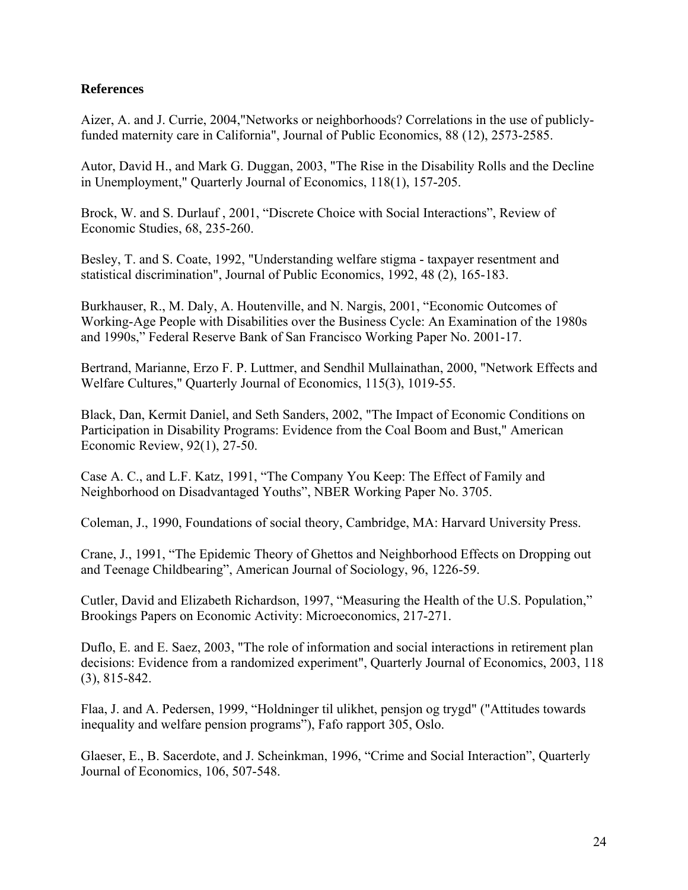## References

Aizer, A. and J. Currie, 2004,"Networks or neighborhoods? Correlations in the use of publicly-funded maternity care in California", Journal of Public Economics, 88 (12), 2573-2585.

Autor, David H., and Mark G. Duggan, 2003, "The Rise in the Disability Rolls and the Decline in Unemployment," Quarterly Journal of Economics, 118(1), 157-205.

Brock, W. and S. Durlauf , 2001, "Discrete Choice with Social Interactions", Review of Economic Studies, 68, 235-260.

Besley, T. and S. Coate, 1992, "Understanding welfare stigma - taxpayer resentment and statistical discrimination", Journal of Public Economics, 1992, 48 (2), 165-183.

Burkhauser, R., M. Daly, A. Houtenville, and N. Nargis, 2001, "Economic Outcomes of Working-Age People with Disabilities over the Business Cycle: An Examination of the 1980s and 1990s," Federal Reserve Bank of San Francisco Working Paper No. 2001-17.

Bertrand, Marianne, Erzo F. P. Luttmer, and Sendhil Mullainathan, 2000, "Network Effects and Welfare Cultures," Quarterly Journal of Economics, 115(3), 1019-55.

Black, Dan, Kermit Daniel, and Seth Sanders, 2002, "The Impact of Economic Conditions on Participation in Disability Programs: Evidence from the Coal Boom and Bust," American Economic Review, 92(1), 27-50.

Case A. C., and L.F. Katz, 1991, "The Company You Keep: The Effect of Family and Neighborhood on Disadvantaged Youths", NBER Working Paper No. 3705.

Coleman, J., 1990, Foundations of social theory, Cambridge, MA: Harvard University Press.

Crane, J., 1991, "The Epidemic Theory of Ghettos and Neighborhood Effects on Dropping out and Teenage Childbearing", American Journal of Sociology, 96, 1226-59.

Cutler, David and Elizabeth Richardson, 1997, "Measuring the Health of the U.S. Population," Brookings Papers on Economic Activity: Microeconomics, 217-271.

Duflo, E. and E. Saez, 2003, "The role of information and social interactions in retirement plan decisions: Evidence from a randomized experiment", Quarterly Journal of Economics, 2003, 118 (3), 815-842.

Flaa, J. and A. Pedersen, 1999, "Holdninger til ulikhet, pensjon og trygd" ("Attitudes towards inequality and welfare pension programs"), Fafo rapport 305, Oslo.

Glaeser, E., B. Sacerdote, and J. Scheinkman, 1996, "Crime and Social Interaction", Quarterly Journal of Economics, 106, 507-548.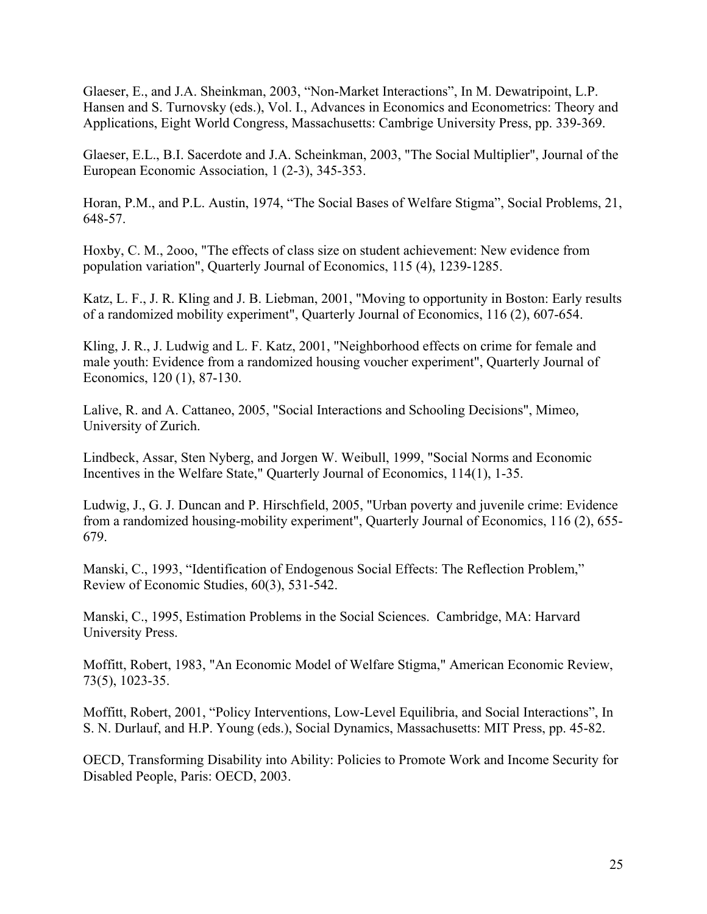Glaeser, E., and J.A. Sheinkman, 2003, "Non-Market Interactions", In M. Dewatripoint, L.P. Hansen and S. Turnovsky (eds.), Vol. I., Advances in Economics and Econometrics: Theory and Applications, Eight World Congress, Massachusetts: Cambrige University Press, pp. 339-369.

Glaeser, E.L., B.I. Sacerdote and J.A. Scheinkman, 2003, "The Social Multiplier", Journal of the European Economic Association, 1 (2-3), 345-353.

Horan, P.M., and P.L. Austin, 1974, "The Social Bases of Welfare Stigma", Social Problems, 21, 648-57.

Hoxby, C. M., 2ooo, "The effects of class size on student achievement: New evidence from population variation", Quarterly Journal of Economics, 115 (4), 1239-1285.

Katz, L. F., J. R. Kling and J. B. Liebman, 2001, "Moving to opportunity in Boston: Early results of a randomized mobility experiment", Quarterly Journal of Economics, 116 (2), 607-654.

Kling, J. R., J. Ludwig and L. F. Katz, 2001, "Neighborhood effects on crime for female and male youth: Evidence from a randomized housing voucher experiment", Quarterly Journal of Economics, 120 (1), 87-130.

Lalive, R. and A. Cattaneo, 2005, "Social Interactions and Schooling Decisions", Mimeo, University of Zurich.

Lindbeck, Assar, Sten Nyberg, and Jorgen W. Weibull, 1999, "Social Norms and Economic Incentives in the Welfare State," Quarterly Journal of Economics, 114(1), 1-35.

Ludwig, J., G. J. Duncan and P. Hirschfield, 2005, "Urban poverty and juvenile crime: Evidence from a randomized housing-mobility experiment", Quarterly Journal of Economics, 116 (2), 655-679.

Manski, C., 1993, "Identification of Endogenous Social Effects: The Reflection Problem," Review of Economic Studies, 60(3), 531-542.

Manski, C., 1995, Estimation Problems in the Social Sciences. Cambridge, MA: Harvard University Press.

Moffitt, Robert, 1983, "An Economic Model of Welfare Stigma," American Economic Review, 73(5), 1023-35.

Moffitt, Robert, 2001, "Policy Interventions, Low-Level Equilibria, and Social Interactions", In S. N. Durlauf, and H.P. Young (eds.), Social Dynamics, Massachusetts: MIT Press, pp. 45-82.

OECD, Transforming Disability into Ability: Policies to Promote Work and Income Security for Disabled People, Paris: OECD, 2003.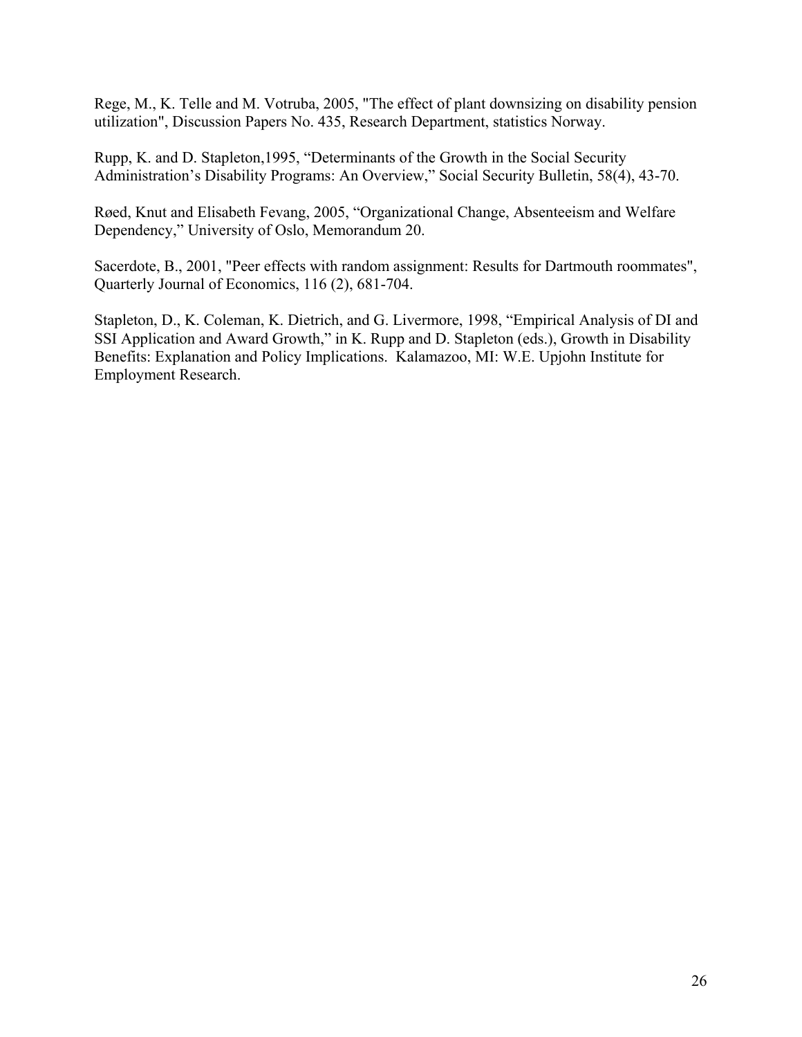Rege, M., K. Telle and M. Votruba, 2005, "The effect of plant downsizing on disability pension utilization", Discussion Papers No. 435, Research Department, statistics Norway.

Rupp, K. and D. Stapleton,1995, “Determinants of the Growth in the Social Security Administration’s Disability Programs: An Overview,” Social Security Bulletin, 58(4), 43-70.

Røed, Knut and Elisabeth Fevang, 2005, “Organizational Change, Absenteeism and Welfare Dependency,” University of Oslo, Memorandum 20.

Sacerdote, B., 2001, "Peer effects with random assignment: Results for Dartmouth roommates", Quarterly Journal of Economics, 116 (2), 681-704.

Stapleton, D., K. Coleman, K. Dietrich, and G. Livermore, 1998, “Empirical Analysis of DI and SSI Application and Award Growth,” in K. Rupp and D. Stapleton (eds.), Growth in Disability Benefits: Explanation and Policy Implications. Kalamazoo, MI: W.E. Upjohn Institute for Employment Research.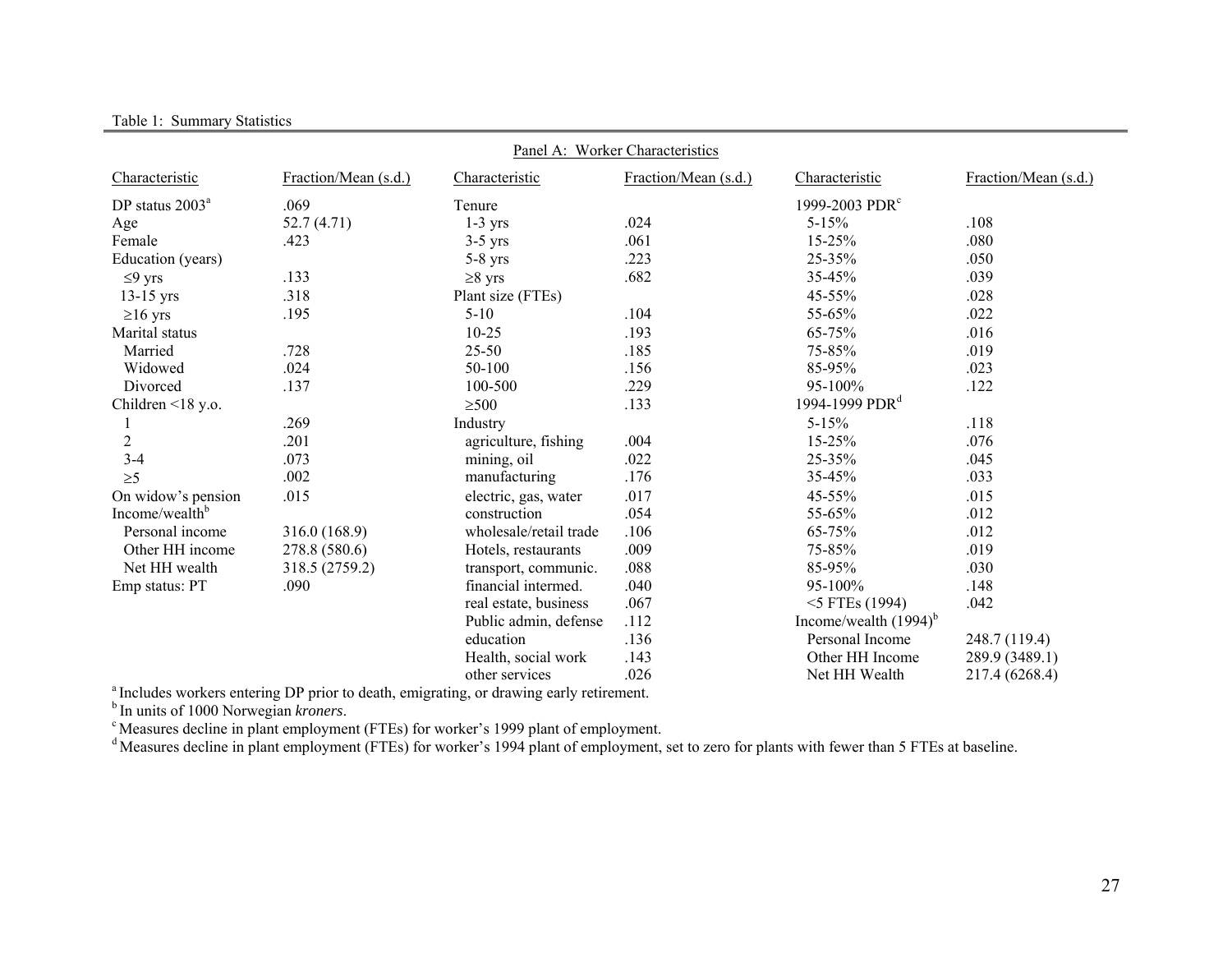Table 1: Summary Statistics

Panel A: Worker Characteristics

| Characteristic | Fraction/Mean (s.d.) | Characteristic | Fraction/Mean (s.d.) | Characteristic | Fraction/Mean (s.d.) |
|---|---|---|---|---|---|
| DP status 2003[a] | .069 | Tenure | | 1999-2003 PDR[c] | |
| Age | 52.7 (4.71) | 1-3 yrs | .024 | 5-15% | .108 |
| Female | .423 | 3-5 yrs | .061 | 15-25% | .080 |
| Education (years) | | 5-8 yrs | .223 | 25-35% | .050 |
| ≤9 yrs | .133 | ≥8 yrs | .682 | 35-45% | .039 |
| 13-15 yrs | .318 | Plant size (FTEs) | | 45-55% | .028 |
| ≥16 yrs | .195 | 5-10 | .104 | 55-65% | .022 |
| Marital status | | 10-25 | .193 | 65-75% | .016 |
| Married | .728 | 25-50 | .185 | 75-85% | .019 |
| Widowed | .024 | 50-100 | .156 | 85-95% | .023 |
| Divorced | .137 | 100-500 | .229 | 95-100% | .122 |
| Children <18 y.o. | | ≥500 | .133 | 1994-1999 PDR[d] | |
| 1 | .269 | Industry | | 5-15% | .118 |
| 2 | .201 | agriculture, fishing | .004 | 15-25% | .076 |
| 3-4 | .073 | mining, oil | .022 | 25-35% | .045 |
| ≥5 | .002 | manufacturing | .176 | 35-45% | .033 |
| On widow's pension | .015 | electric, gas, water | .017 | 45-55% | .015 |
| Income/wealth[b] | | construction | .054 | 55-65% | .012 |
| Personal income | 316.0 (168.9) | wholesale/retail trade | .106 | 65-75% | .012 |
| Other HH income | 278.8 (580.6) | Hotels, restaurants | .009 | 75-85% | .019 |
| Net HH wealth | 318.5 (2759.2) | transport, communic. | .088 | 85-95% | .030 |
| Emp status: PT | .090 | financial intermed. | .040 | 95-100% | .148 |
| | | real estate, business | .067 | <5 FTEs (1994) | .042 |
| | | Public admin, defense | .112 | Income/wealth (1994)[b] | |
| | | education | .136 | Personal Income | 248.7 (119.4) |
| | | Health, social work | .143 | Other HH Income | 289.9 (3489.1) |
| | | other services | .026 | Net HH Wealth | 217.4 (6268.4) |

[a] Includes workers entering DP prior to death, emigrating, or drawing early retirement.
[b] In units of 1000 Norwegian *kroners*.
[c] Measures decline in plant employment (FTEs) for worker's 1999 plant of employment.
[d] Measures decline in plant employment (FTEs) for worker's 1994 plant of employment, set to zero for plants with fewer than 5 FTEs at baseline.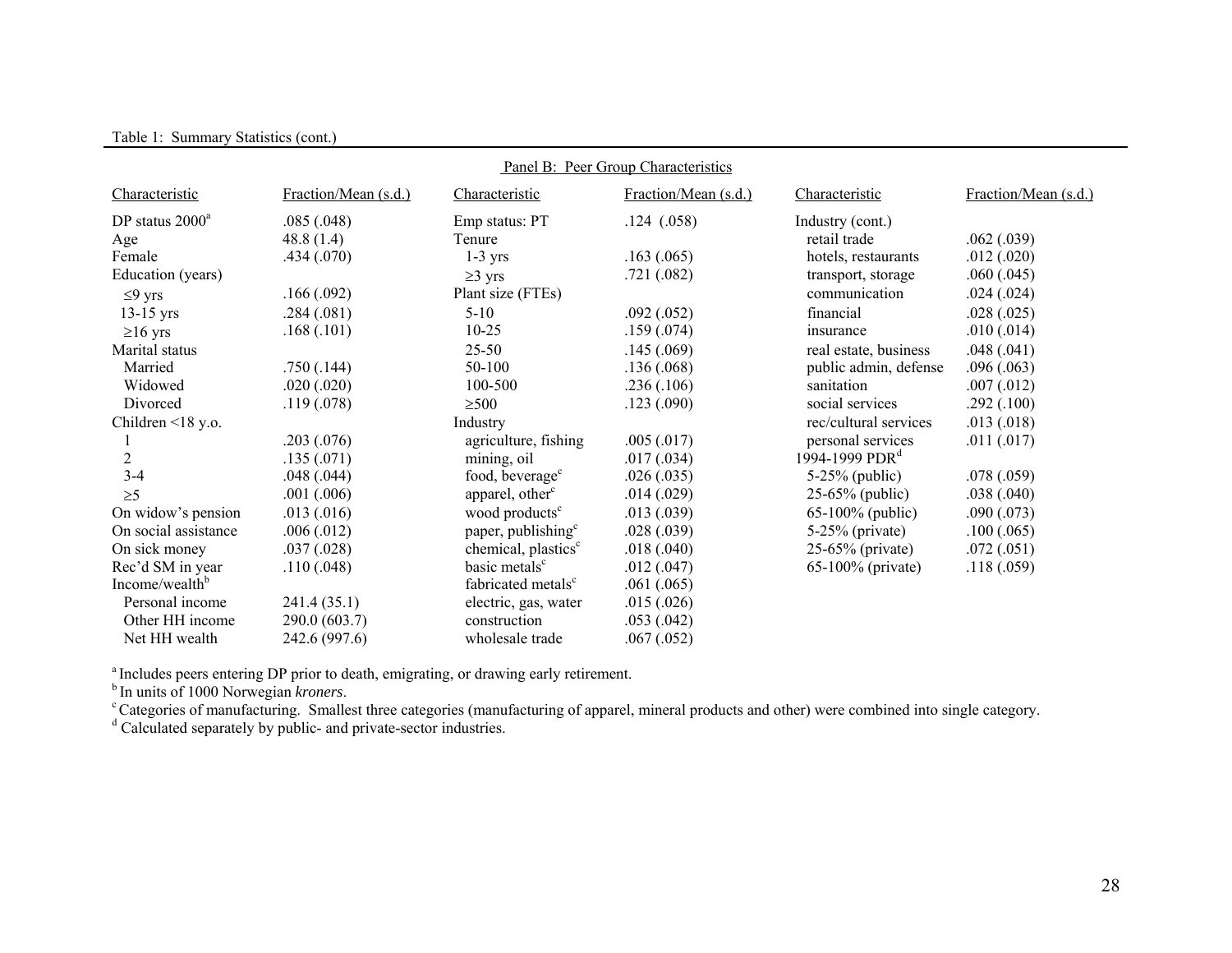Table 1: Summary Statistics (cont.)

Panel B: Peer Group Characteristics

| Characteristic | Fraction/Mean (s.d.) | Characteristic | Fraction/Mean (s.d.) | Characteristic | Fraction/Mean (s.d.) |
|---|---|---|---|---|---|
| DP status 2000[a] | .085 (.048) | Emp status: PT | .124 (.058) | Industry (cont.) | |
| Age | 48.8 (1.4) | Tenure | | retail trade | .062 (.039) |
| Female | .434 (.070) | 1-3 yrs | .163 (.065) | hotels, restaurants | .012 (.020) |
| Education (years) | | ≥3 yrs | .721 (.082) | transport, storage | .060 (.045) |
| ≤9 yrs | .166 (.092) | Plant size (FTEs) | | communication | .024 (.024) |
| 13-15 yrs | .284 (.081) | 5-10 | .092 (.052) | financial | .028 (.025) |
| ≥16 yrs | .168 (.101) | 10-25 | .159 (.074) | insurance | .010 (.014) |
| Marital status | | 25-50 | .145 (.069) | real estate, business | .048 (.041) |
| Married | .750 (.144) | 50-100 | .136 (.068) | public admin, defense | .096 (.063) |
| Widowed | .020 (.020) | 100-500 | .236 (.106) | sanitation | .007 (.012) |
| Divorced | .119 (.078) | ≥500 | .123 (.090) | social services | .292 (.100) |
| Children <18 y.o. | | Industry | | rec/cultural services | .013 (.018) |
| 1 | .203 (.076) | agriculture, fishing | .005 (.017) | personal services | .011 (.017) |
| 2 | .135 (.071) | mining, oil | .017 (.034) | 1994-1999 PDR[d] | |
| 3-4 | .048 (.044) | food, beverage[c] | .026 (.035) | 5-25% (public) | .078 (.059) |
| ≥5 | .001 (.006) | apparel, other[c] | .014 (.029) | 25-65% (public) | .038 (.040) |
| On widow's pension | .013 (.016) | wood products[c] | .013 (.039) | 65-100% (public) | .090 (.073) |
| On social assistance | .006 (.012) | paper, publishing[c] | .028 (.039) | 5-25% (private) | .100 (.065) |
| On sick money | .037 (.028) | chemical, plastics[c] | .018 (.040) | 25-65% (private) | .072 (.051) |
| Rec'd SM in year | .110 (.048) | basic metals[c] | .012 (.047) | 65-100% (private) | .118 (.059) |
| Income/wealth[b] | | fabricated metals[c] | .061 (.065) | | |
| Personal income | 241.4 (35.1) | electric, gas, water | .015 (.026) | | |
| Other HH income | 290.0 (603.7) | construction | .053 (.042) | | |
| Net HH wealth | 242.6 (997.6) | wholesale trade | .067 (.052) | | |

[a] Includes peers entering DP prior to death, emigrating, or drawing early retirement.
[b] In units of 1000 Norwegian *kroners*.
[c] Categories of manufacturing. Smallest three categories (manufacturing of apparel, mineral products and other) were combined into single category.
[d] Calculated separately by public- and private-sector industries.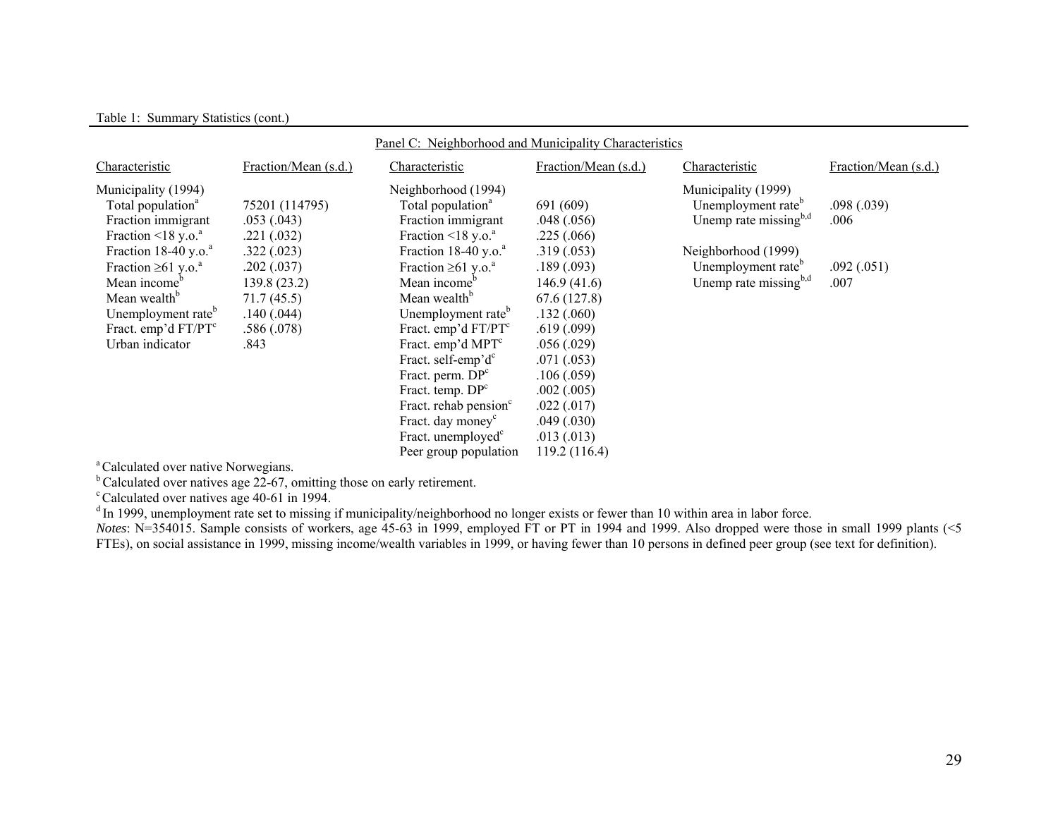Table 1: Summary Statistics (cont.)

| Panel C: Neighborhood and Municipality Characteristics | | | | | |
|---|---|---|---|---|---|
| Characteristic | Fraction/Mean (s.d.) | Characteristic | Fraction/Mean (s.d.) | Characteristic | Fraction/Mean (s.d.) |
| Municipality (1994) | | Neighborhood (1994) | | Municipality (1999) | |
| Total population[a] | 75201 (114795) | Total population[a] | 691 (609) | Unemployment rate[b] | .098 (.039) |
| Fraction immigrant | .053 (.043) | Fraction immigrant | .048 (.056) | Unemp rate missing[b,d] | .006 |
| Fraction <18 y.o.[a] | .221 (.032) | Fraction <18 y.o.[a] | .225 (.066) | | |
| Fraction 18-40 y.o.[a] | .322 (.023) | Fraction 18-40 y.o.[a] | .319 (.053) | Neighborhood (1999) | |
| Fraction ≥61 y.o.[a] | .202 (.037) | Fraction ≥61 y.o.[a] | .189 (.093) | Unemployment rate[b] | .092 (.051) |
| Mean income[b] | 139.8 (23.2) | Mean income[b] | 146.9 (41.6) | Unemp rate missing[b,d] | .007 |
| Mean wealth[b] | 71.7 (45.5) | Mean wealth[b] | 67.6 (127.8) | | |
| Unemployment rate[b] | .140 (.044) | Unemployment rate[b] | .132 (.060) | | |
| Fract. emp'd FT/PT[c] | .586 (.078) | Fract. emp'd FT/PT[c] | .619 (.099) | | |
| Urban indicator | .843 | Fract. emp'd MPT[c] | .056 (.029) | | |
| | | Fract. self-emp'd[c] | .071 (.053) | | |
| | | Fract. perm. DP[c] | .106 (.059) | | |
| | | Fract. temp. DP[c] | .002 (.005) | | |
| | | Fract. rehab pension[c] | .022 (.017) | | |
| | | Fract. day money[c] | .049 (.030) | | |
| | | Fract. unemployed[c] | .013 (.013) | | |
| | | Peer group population | 119.2 (116.4) | | |

[a] Calculated over native Norwegians.
[b] Calculated over natives age 22-67, omitting those on early retirement.
[c] Calculated over natives age 40-61 in 1994.
[d] In 1999, unemployment rate set to missing if municipality/neighborhood no longer exists or fewer than 10 within area in labor force.
*Notes*: N=354015. Sample consists of workers, age 45-63 in 1999, employed FT or PT in 1994 and 1999. Also dropped were those in small 1999 plants (<5 FTEs), on social assistance in 1999, missing income/wealth variables in 1999, or having fewer than 10 persons in defined peer group (see text for definition).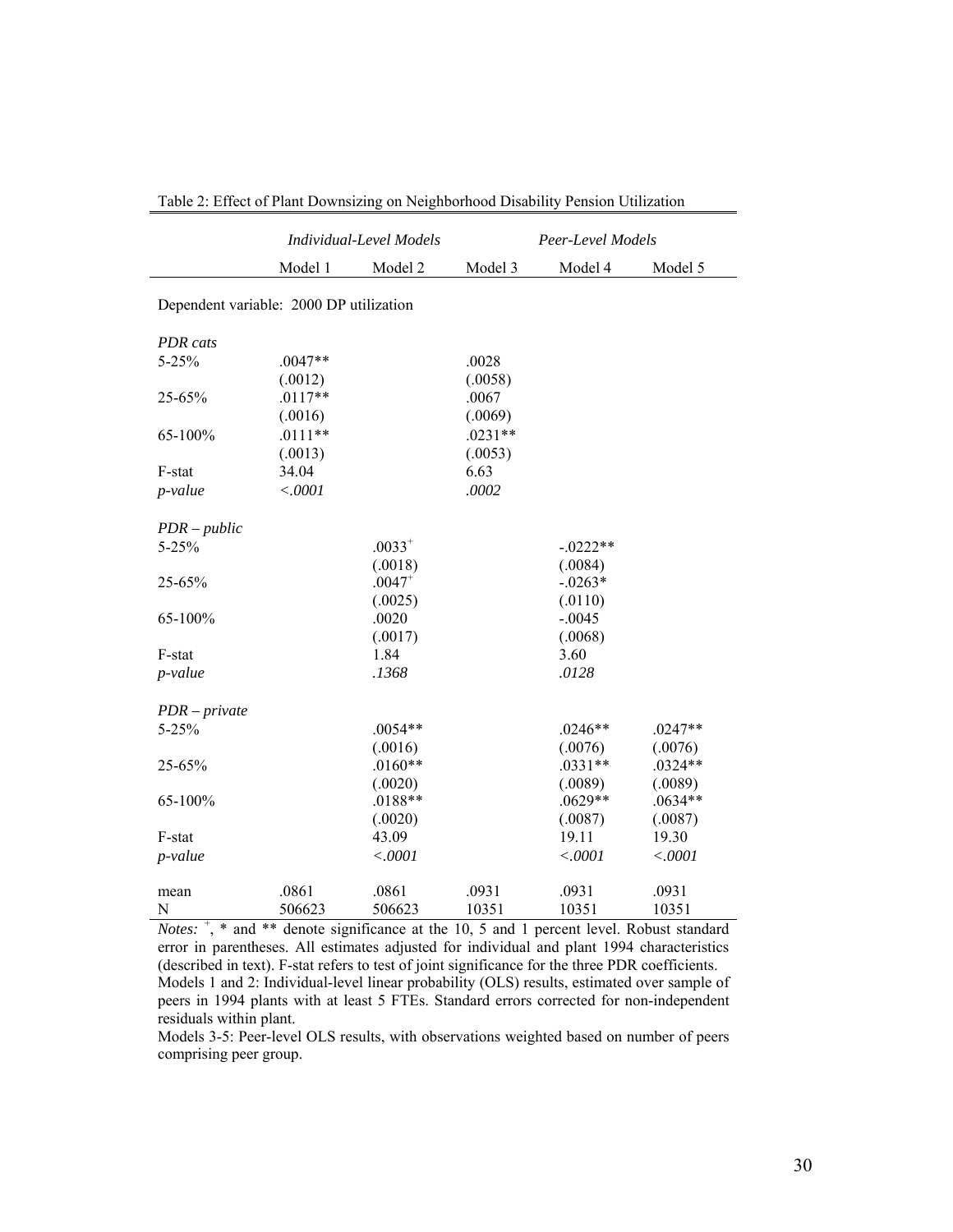Table 2: Effect of Plant Downsizing on Neighborhood Disability Pension Utilization

| | *Individual-Level Models* | | *Peer-Level Models* | | |
|---|---|---|---|---|---|
| | Model 1 | Model 2 | Model 3 | Model 4 | Model 5 |
| Dependent variable: 2000 DP utilization | | | | | |
| *PDR cats* | | | | | |
| 5-25% | .0047** | | .0028 | | |
| | (.0012) | | (.0058) | | |
| 25-65% | .0117** | | .0067 | | |
| | (.0016) | | (.0069) | | |
| 65-100% | .0111** | | .0231** | | |
| | (.0013) | | (.0053) | | |
| F-stat | 34.04 | | 6.63 | | |
| *p-value* | *<.0001* | | *.0002* | | |
| *PDR – public* | | | | | |
| 5-25% | | .0033$^{+}$ | | -.0222** | |
| | | (.0018) | | (.0084) | |
| 25-65% | | .0047$^{+}$ | | -.0263* | |
| | | (.0025) | | (.0110) | |
| 65-100% | | .0020 | | -.0045 | |
| | | (.0017) | | (.0068) | |
| F-stat | | 1.84 | | 3.60 | |
| *p-value* | | *.1368* | | *.0128* | |
| *PDR – private* | | | | | |
| 5-25% | | .0054** | | .0246** | .0247** |
| | | (.0016) | | (.0076) | (.0076) |
| 25-65% | | .0160** | | .0331** | .0324** |
| | | (.0020) | | (.0089) | (.0089) |
| 65-100% | | .0188** | | .0629** | .0634** |
| | | (.0020) | | (.0087) | (.0087) |
| F-stat | | 43.09 | | 19.11 | 19.30 |
| *p-value* | | *<.0001* | | *<.0001* | *<.0001* |
| mean | .0861 | .0861 | .0931 | .0931 | .0931 |
| N | 506623 | 506623 | 10351 | 10351 | 10351 |

*Notes:* $^{+}$, * and ** denote significance at the 10, 5 and 1 percent level. Robust standard error in parentheses. All estimates adjusted for individual and plant 1994 characteristics (described in text). F-stat refers to test of joint significance for the three PDR coefficients.
Models 1 and 2: Individual-level linear probability (OLS) results, estimated over sample of peers in 1994 plants with at least 5 FTEs. Standard errors corrected for non-independent residuals within plant.
Models 3-5: Peer-level OLS results, with observations weighted based on number of peers comprising peer group.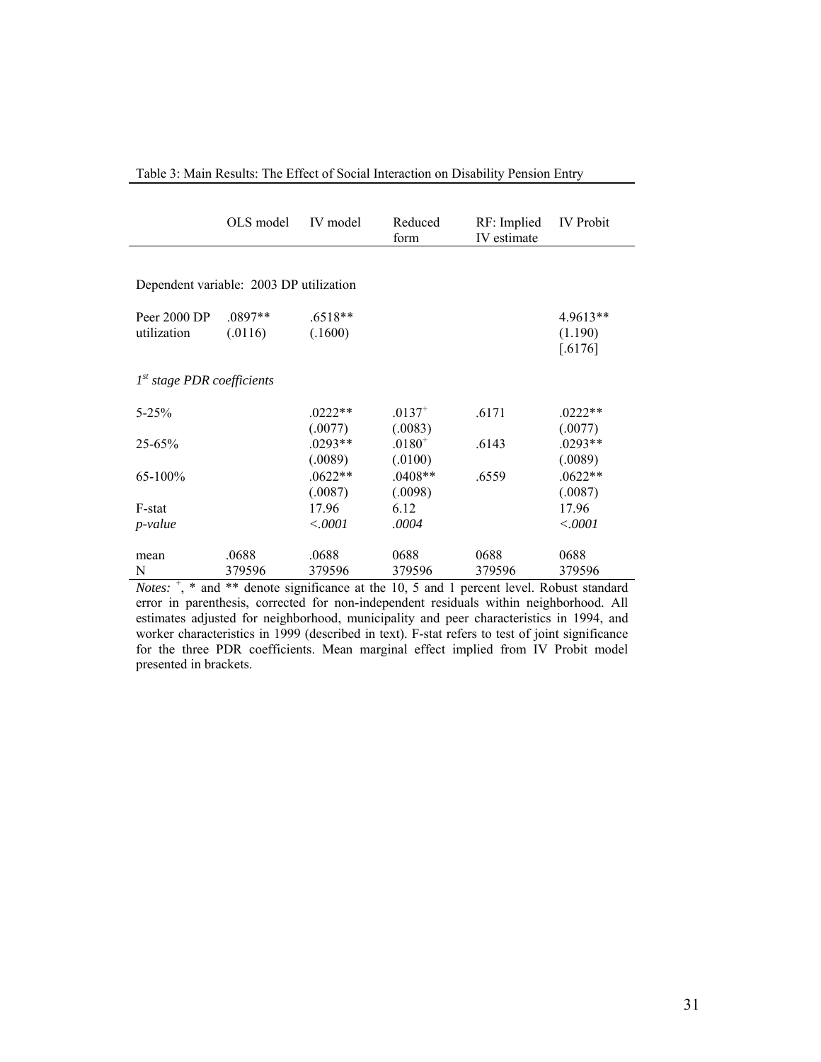Table 3: Main Results: The Effect of Social Interaction on Disability Pension Entry

| | OLS model | IV model | Reduced form | RF: Implied IV estimate | IV Probit |
|---|---|---|---|---|---|
| Dependent variable: 2003 DP utilization | | | | | |
| Peer 2000 DP utilization | .0897** | .6518** | | | 4.9613** |
| | (.0116) | (.1600) | | | (1.190) |
| | | | | | [.6176] |
| *1st stage PDR coefficients* | | | | | |
| 5-25% | | .0222** | .0137$^{+}$ | .6171 | .0222** |
| | | (.0077) | (.0083) | | (.0077) |
| 25-65% | | .0293** | .0180$^{+}$ | .6143 | .0293** |
| | | (.0089) | (.0100) | | (.0089) |
| 65-100% | | .0622** | .0408** | .6559 | .0622** |
| | | (.0087) | (.0098) | | (.0087) |
| F-stat | | 17.96 | 6.12 | | 17.96 |
| *p-value* | | *<.0001* | *.0004* | | *<.0001* |
| mean | .0688 | .0688 | 0688 | 0688 | 0688 |
| N | 379596 | 379596 | 379596 | 379596 | 379596 |

*Notes:* $^{+}$, * and ** denote significance at the 10, 5 and 1 percent level. Robust standard error in parenthesis, corrected for non-independent residuals within neighborhood. All estimates adjusted for neighborhood, municipality and peer characteristics in 1994, and worker characteristics in 1999 (described in text). F-stat refers to test of joint significance for the three PDR coefficients. Mean marginal effect implied from IV Probit model presented in brackets.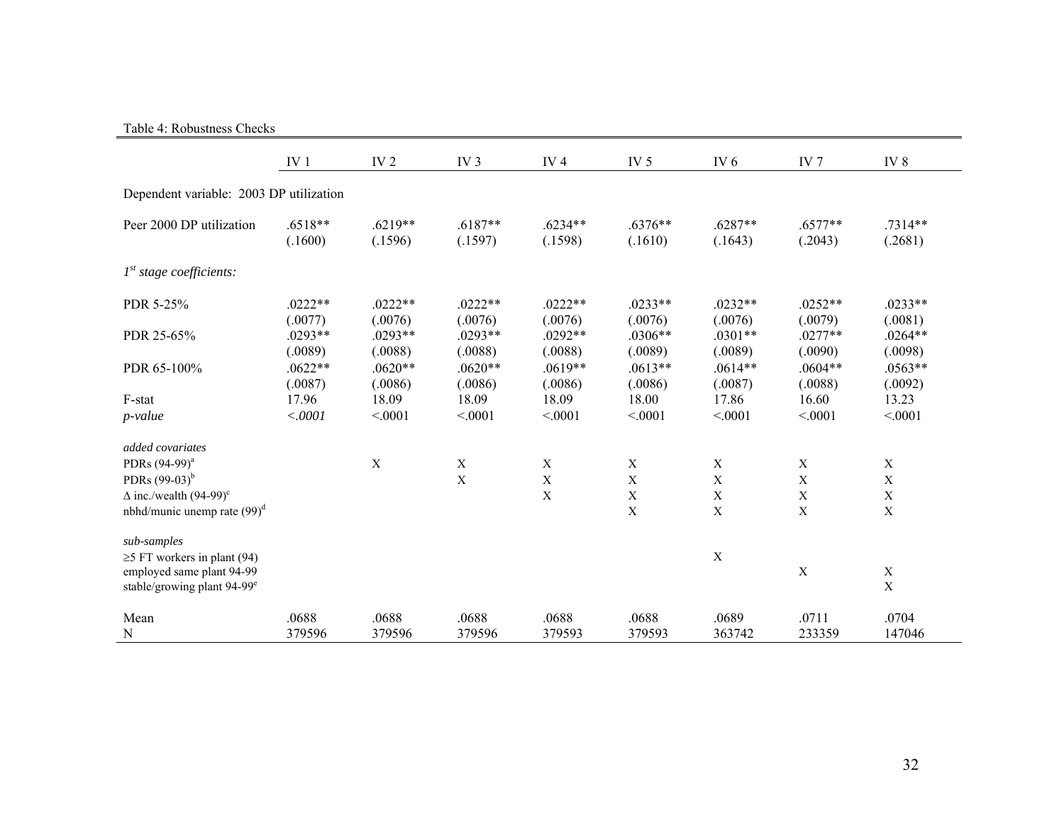Table 4: Robustness Checks

| | IV 1 | IV 2 | IV 3 | IV 4 | IV 5 | IV 6 | IV 7 | IV 8 |
|---|---|---|---|---|---|---|---|---|
| Dependent variable: 2003 DP utilization | | | | | | | | |
| Peer 2000 DP utilization | .6518** | .6219** | .6187** | .6234** | .6376** | .6287** | .6577** | .7314** |
| | (.1600) | (.1596) | (.1597) | (.1598) | (.1610) | (.1643) | (.2043) | (.2681) |
| *1[st] stage coefficients:* | | | | | | | | |
| PDR 5-25% | .0222** | .0222** | .0222** | .0222** | .0233** | .0232** | .0252** | .0233** |
| | (.0077) | (.0076) | (.0076) | (.0076) | (.0076) | (.0076) | (.0079) | (.0081) |
| PDR 25-65% | .0293** | .0293** | .0293** | .0292** | .0306** | .0301** | .0277** | .0264** |
| | (.0089) | (.0088) | (.0088) | (.0088) | (.0089) | (.0089) | (.0090) | (.0098) |
| PDR 65-100% | .0622** | .0620** | .0620** | .0619** | .0613** | .0614** | .0604** | .0563** |
| | (.0087) | (.0086) | (.0086) | (.0086) | (.0086) | (.0087) | (.0088) | (.0092) |
| F-stat | 17.96 | 18.09 | 18.09 | 18.09 | 18.00 | 17.86 | 16.60 | 13.23 |
| *p-value* | *<.0001* | <.0001 | <.0001 | <.0001 | <.0001 | <.0001 | <.0001 | <.0001 |
| *added covariates* | | | | | | | | |
| PDRs (94-99)[a] | | X | X | X | X | X | X | X |
| PDRs (99-03)[b] | | | X | X | X | X | X | X |
| Δ inc./wealth (94-99)[c] | | | | X | X | X | X | X |
| nbhd/munic unemp rate (99)[d] | | | | | X | X | X | X |
| *sub-samples* | | | | | | | | |
| ≥5 FT workers in plant (94) | | | | | | X | | |
| employed same plant 94-99 | | | | | | | X | X |
| stable/growing plant 94-99[e] | | | | | | | | X |
| Mean | .0688 | .0688 | .0688 | .0688 | .0688 | .0689 | .0711 | .0704 |
| N | 379596 | 379596 | 379596 | 379593 | 379593 | 363742 | 233359 | 147046 |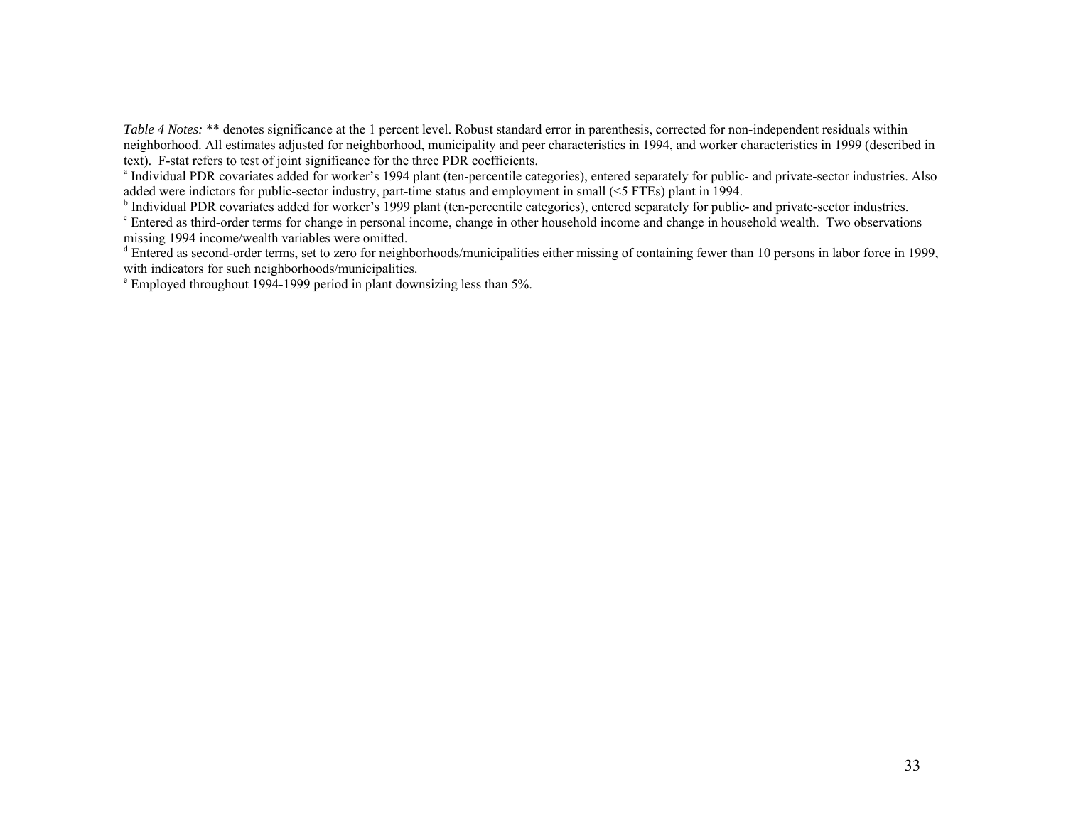*Table 4 Notes:* ** denotes significance at the 1 percent level. Robust standard error in parenthesis, corrected for non-independent residuals within neighborhood. All estimates adjusted for neighborhood, municipality and peer characteristics in 1994, and worker characteristics in 1999 (described in text). F-stat refers to test of joint significance for the three PDR coefficients.

[a] Individual PDR covariates added for worker's 1994 plant (ten-percentile categories), entered separately for public- and private-sector industries. Also added were indictors for public-sector industry, part-time status and employment in small (<5 FTEs) plant in 1994.

[b] Individual PDR covariates added for worker's 1999 plant (ten-percentile categories), entered separately for public- and private-sector industries.

[c] Entered as third-order terms for change in personal income, change in other household income and change in household wealth. Two observations missing 1994 income/wealth variables were omitted.

[d] Entered as second-order terms, set to zero for neighborhoods/municipalities either missing of containing fewer than 10 persons in labor force in 1999, with indicators for such neighborhoods/municipalities.

[e] Employed throughout 1994-1999 period in plant downsizing less than 5%.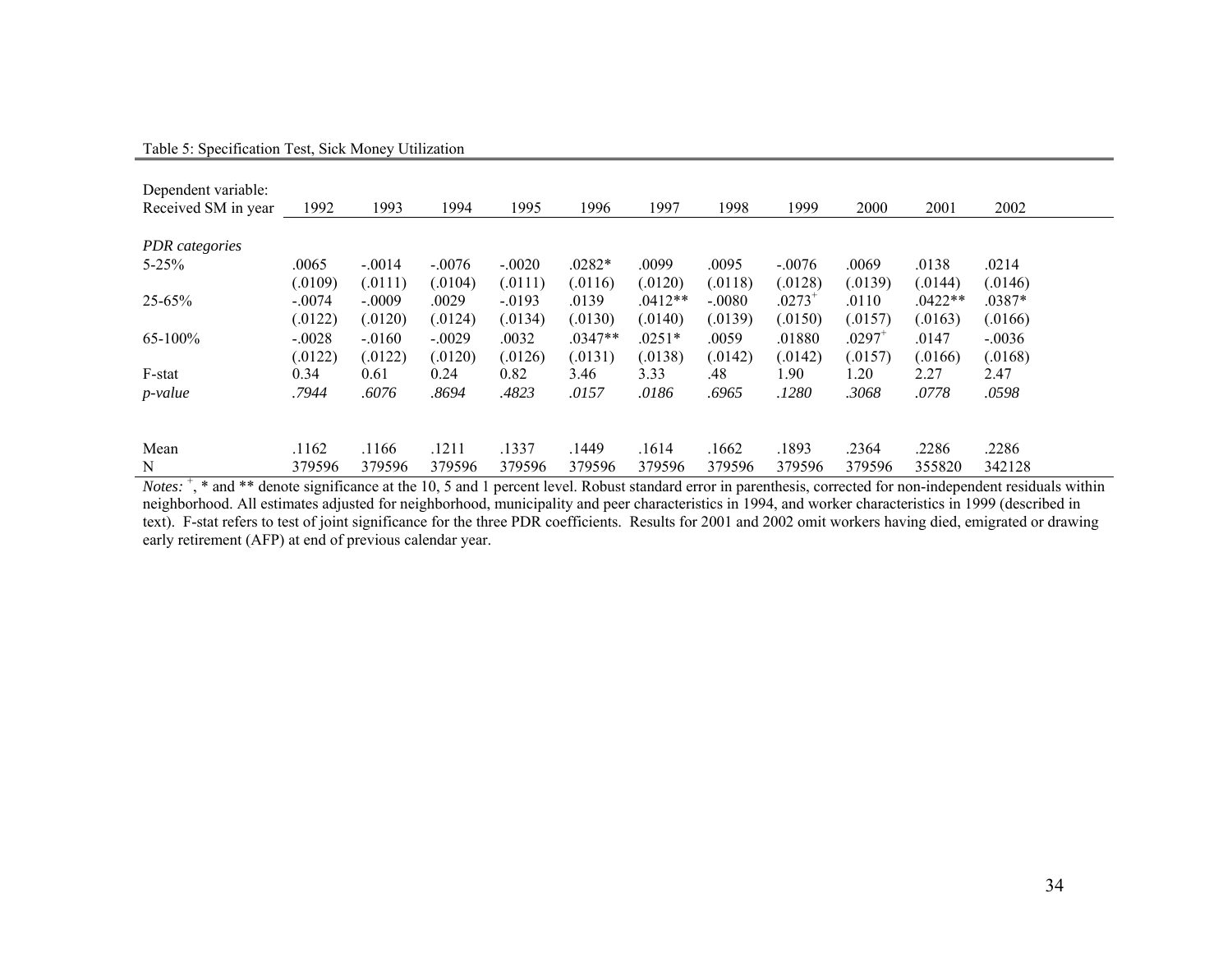Table 5: Specification Test, Sick Money Utilization

| Dependent variable: Received SM in year | 1992 | 1993 | 1994 | 1995 | 1996 | 1997 | 1998 | 1999 | 2000 | 2001 | 2002 |
|---|---|---|---|---|---|---|---|---|---|---|---|
| *PDR categories* | | | | | | | | | | | |
| 5-25% | .0065 | -.0014 | -.0076 | -.0020 | .0282* | .0099 | .0095 | -.0076 | .0069 | .0138 | .0214 |
| | (.0109) | (.0111) | (.0104) | (.0111) | (.0116) | (.0120) | (.0118) | (.0128) | (.0139) | (.0144) | (.0146) |
| 25-65% | -.0074 | -.0009 | .0029 | -.0193 | .0139 | .0412** | -.0080 | .0273+ | .0110 | .0422** | .0387* |
| | (.0122) | (.0120) | (.0124) | (.0134) | (.0130) | (.0140) | (.0139) | (.0150) | (.0157) | (.0163) | (.0166) |
| 65-100% | -.0028 | -.0160 | -.0029 | .0032 | .0347** | .0251* | .0059 | .01880 | .0297+ | .0147 | -.0036 |
| | (.0122) | (.0122) | (.0120) | (.0126) | (.0131) | (.0138) | (.0142) | (.0142) | (.0157) | (.0166) | (.0168) |
| F-stat | 0.34 | 0.61 | 0.24 | 0.82 | 3.46 | 3.33 | .48 | 1.90 | 1.20 | 2.27 | 2.47 |
| *p-value* | *.7944* | *.6076* | *.8694* | *.4823* | *.0157* | *.0186* | *.6965* | *.1280* | *.3068* | *.0778* | *.0598* |
| Mean | .1162 | .1166 | .1211 | .1337 | .1449 | .1614 | .1662 | .1893 | .2364 | .2286 | .2286 |
| N | 379596 | 379596 | 379596 | 379596 | 379596 | 379596 | 379596 | 379596 | 379596 | 355820 | 342128 |

*Notes:* +, * and ** denote significance at the 10, 5 and 1 percent level. Robust standard error in parenthesis, corrected for non-independent residuals within neighborhood. All estimates adjusted for neighborhood, municipality and peer characteristics in 1994, and worker characteristics in 1999 (described in text). F-stat refers to test of joint significance for the three PDR coefficients. Results for 2001 and 2002 omit workers having died, emigrated or drawing early retirement (AFP) at end of previous calendar year.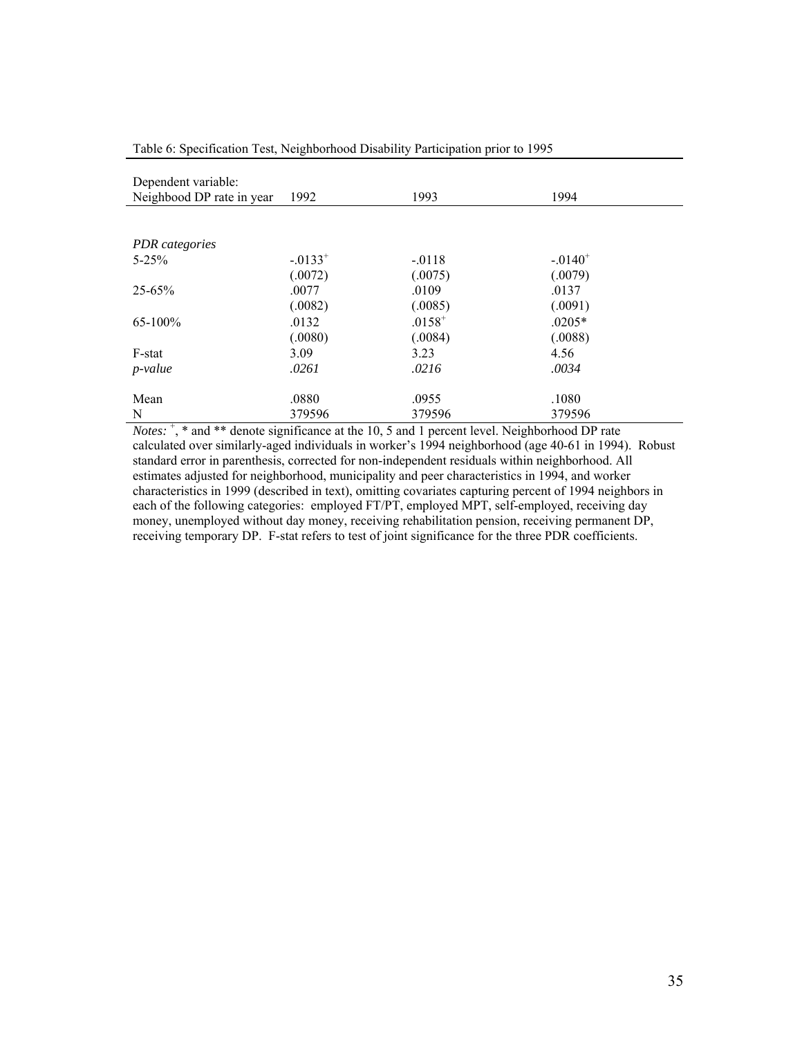Table 6: Specification Test, Neighborhood Disability Participation prior to 1995

| Dependent variable: Neighbood DP rate in year | 1992 | 1993 | 1994 |
|---|---|---|---|
| *PDR categories* | | | |
| 5-25% | -.0133$^{+}$ | -.0118 | -.0140$^{+}$ |
| | (.0072) | (.0075) | (.0079) |
| 25-65% | .0077 | .0109 | .0137 |
| | (.0082) | (.0085) | (.0091) |
| 65-100% | .0132 | .0158$^{+}$ | .0205* |
| | (.0080) | (.0084) | (.0088) |
| F-stat | 3.09 | 3.23 | 4.56 |
| *p-value* | *.0261* | *.0216* | *.0034* |
| Mean | .0880 | .0955 | .1080 |
| N | 379596 | 379596 | 379596 |

*Notes:* $^{+}$, * and ** denote significance at the 10, 5 and 1 percent level. Neighborhood DP rate calculated over similarly-aged individuals in worker's 1994 neighborhood (age 40-61 in 1994). Robust standard error in parenthesis, corrected for non-independent residuals within neighborhood. All estimates adjusted for neighborhood, municipality and peer characteristics in 1994, and worker characteristics in 1999 (described in text), omitting covariates capturing percent of 1994 neighbors in each of the following categories: employed FT/PT, employed MPT, self-employed, receiving day money, unemployed without day money, receiving rehabilitation pension, receiving permanent DP, receiving temporary DP. F-stat refers to test of joint significance for the three PDR coefficients.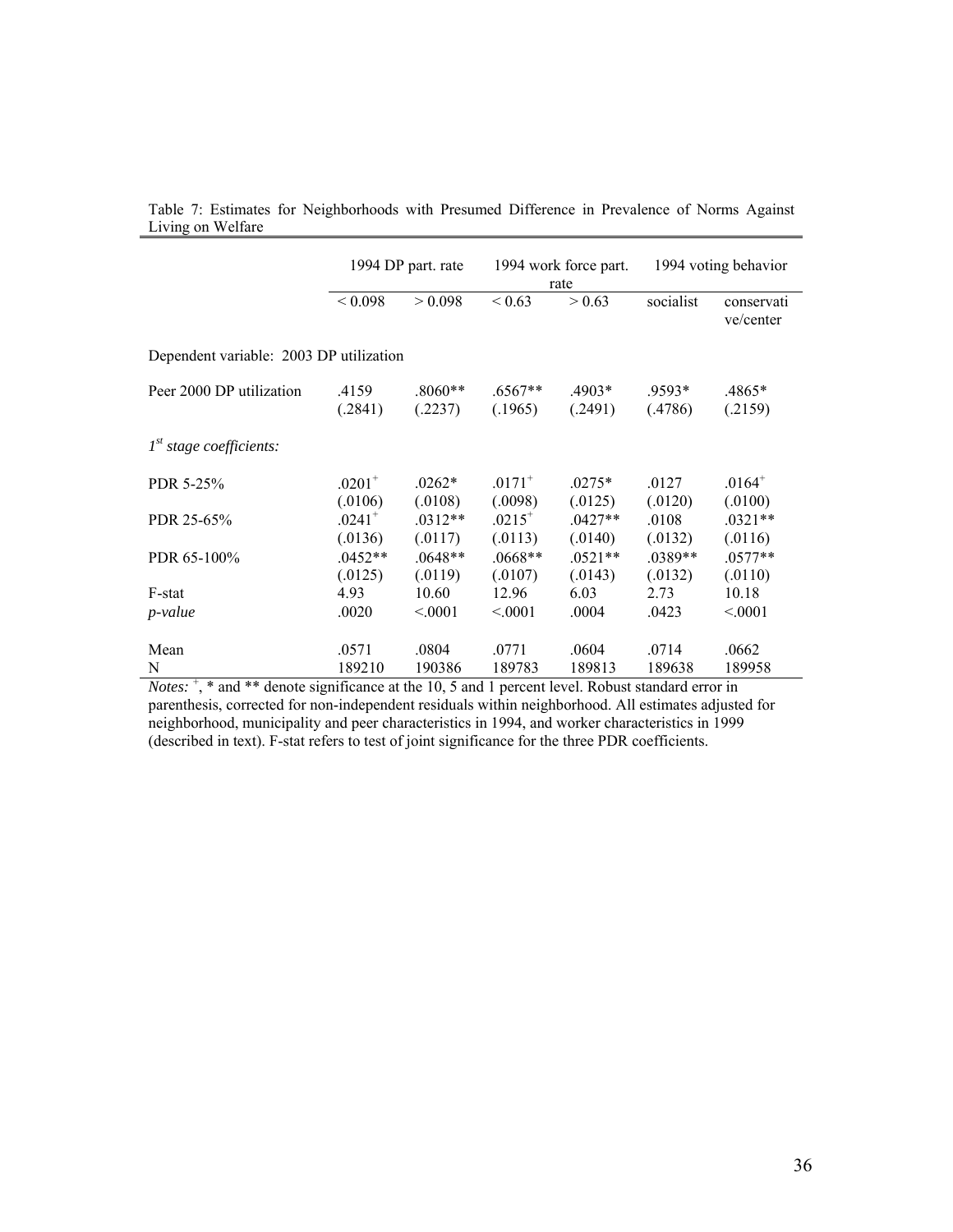Table 7: Estimates for Neighborhoods with Presumed Difference in Prevalence of Norms Against Living on Welfare

| | 1994 DP part. rate | | 1994 work force part. rate | | 1994 voting behavior | |
|---|---|---|---|---|---|---|
| | < 0.098 | > 0.098 | < 0.63 | > 0.63 | socialist | conservative/center |
| Dependent variable: 2003 DP utilization | | | | | | |
| Peer 2000 DP utilization | .4159 | .8060** | .6567** | .4903* | .9593* | .4865* |
| | (.2841) | (.2237) | (.1965) | (.2491) | (.4786) | (.2159) |
| *1st stage coefficients:* | | | | | | |
| PDR 5-25% | .0201+ | .0262* | .0171+ | .0275* | .0127 | .0164+ |
| | (.0106) | (.0108) | (.0098) | (.0125) | (.0120) | (.0100) |
| PDR 25-65% | .0241+ | .0312** | .0215+ | .0427** | .0108 | .0321** |
| | (.0136) | (.0117) | (.0113) | (.0140) | (.0132) | (.0116) |
| PDR 65-100% | .0452** | .0648** | .0668** | .0521** | .0389** | .0577** |
| | (.0125) | (.0119) | (.0107) | (.0143) | (.0132) | (.0110) |
| F-stat | 4.93 | 10.60 | 12.96 | 6.03 | 2.73 | 10.18 |
| *p-value* | .0020 | <.0001 | <.0001 | .0004 | .0423 | <.0001 |
| Mean | .0571 | .0804 | .0771 | .0604 | .0714 | .0662 |
| N | 189210 | 190386 | 189783 | 189813 | 189638 | 189958 |

*Notes:* +, * and ** denote significance at the 10, 5 and 1 percent level. Robust standard error in parenthesis, corrected for non-independent residuals within neighborhood. All estimates adjusted for neighborhood, municipality and peer characteristics in 1994, and worker characteristics in 1999 (described in text). F-stat refers to test of joint significance for the three PDR coefficients.